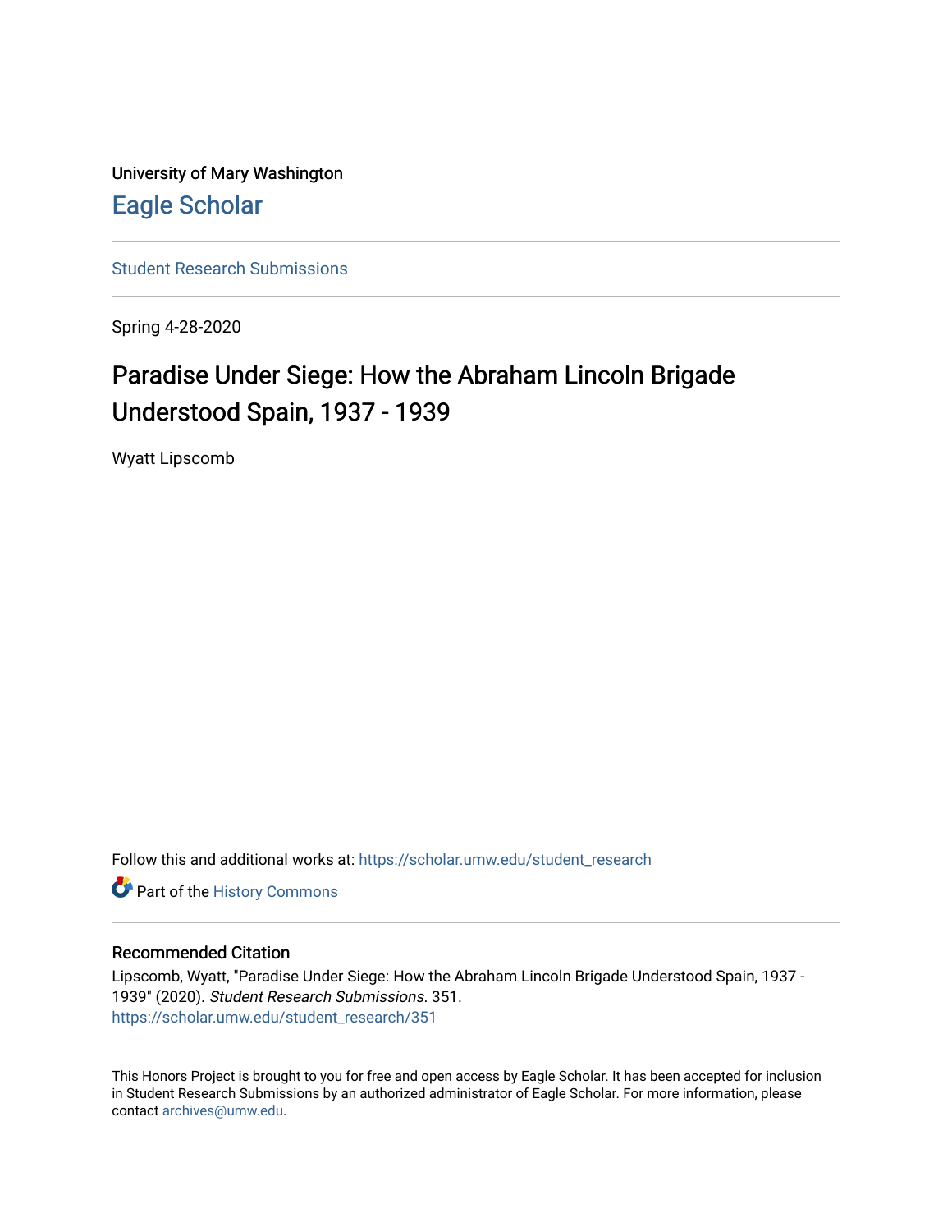University of Mary Washington

Eagle Scholar

Student Research Submissions

Spring 4-28-2020

# Paradise Under Siege: How the Abraham Lincoln Brigade Understood Spain, 1937 - 1939

Wyatt Lipscomb

Follow this and additional works at: https://scholar.umw.edu/student_research

Part of the History Commons

## Recommended Citation

Lipscomb, Wyatt, "Paradise Under Siege: How the Abraham Lincoln Brigade Understood Spain, 1937 - 1939" (2020). *Student Research Submissions*. 351.
https://scholar.umw.edu/student_research/351

This Honors Project is brought to you for free and open access by Eagle Scholar. It has been accepted for inclusion in Student Research Submissions by an authorized administrator of Eagle Scholar. For more information, please contact archives@umw.edu.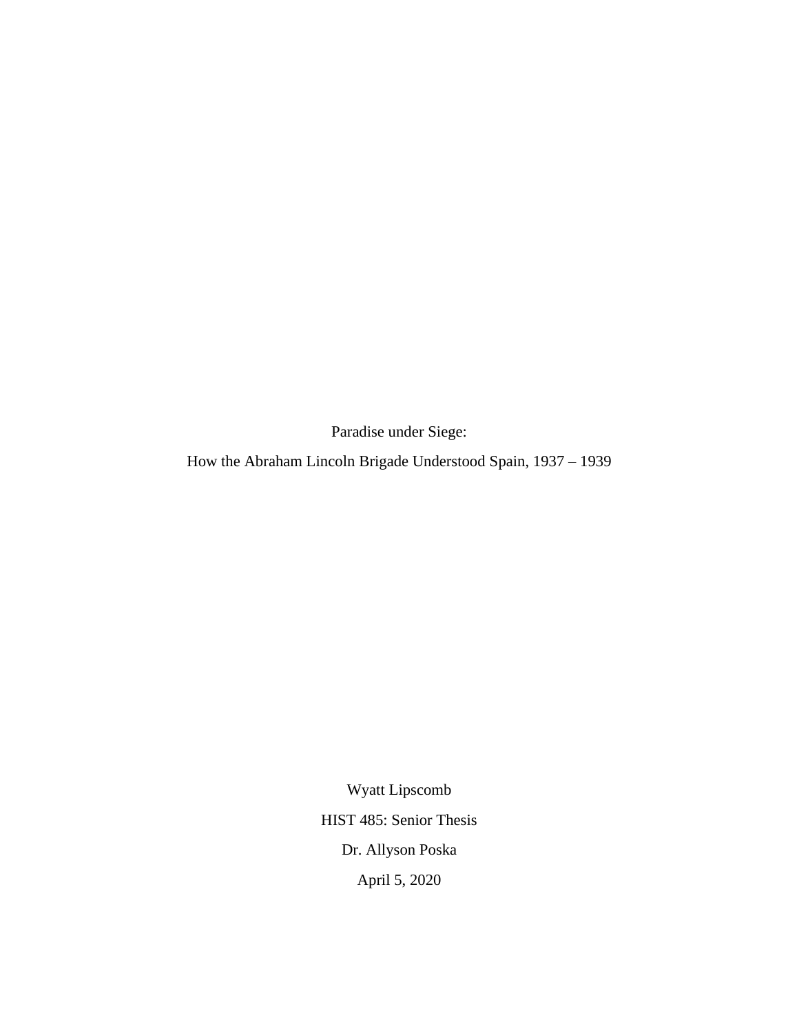# Paradise under Siege:

## How the Abraham Lincoln Brigade Understood Spain, 1937 – 1939

Wyatt Lipscomb

HIST 485: Senior Thesis

Dr. Allyson Poska

April 5, 2020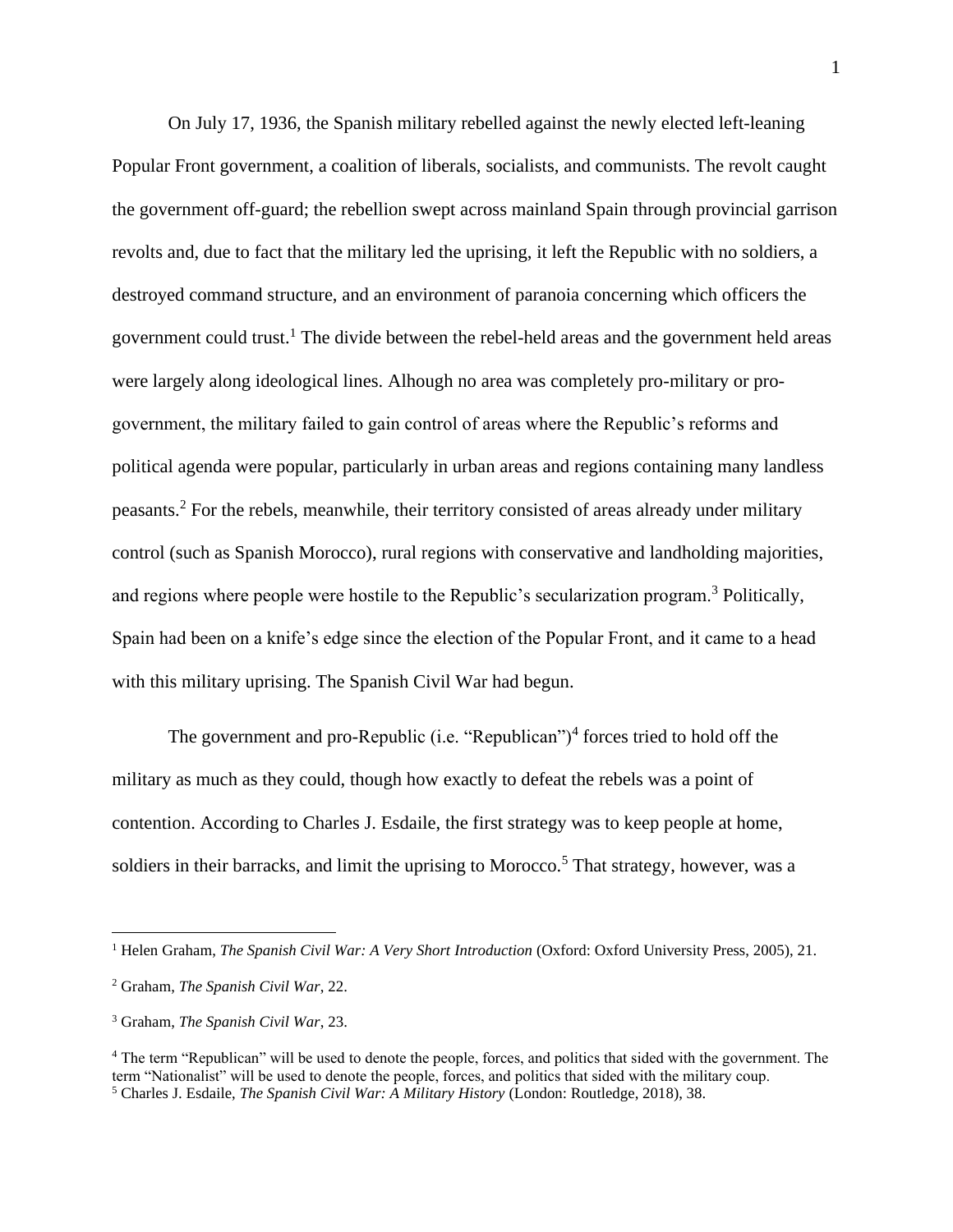On July 17, 1936, the Spanish military rebelled against the newly elected left-leaning Popular Front government, a coalition of liberals, socialists, and communists. The revolt caught the government off-guard; the rebellion swept across mainland Spain through provincial garrison revolts and, due to fact that the military led the uprising, it left the Republic with no soldiers, a destroyed command structure, and an environment of paranoia concerning which officers the government could trust.[1] The divide between the rebel-held areas and the government held areas were largely along ideological lines. Alhough no area was completely pro-military or pro-government, the military failed to gain control of areas where the Republic's reforms and political agenda were popular, particularly in urban areas and regions containing many landless peasants.[2] For the rebels, meanwhile, their territory consisted of areas already under military control (such as Spanish Morocco), rural regions with conservative and landholding majorities, and regions where people were hostile to the Republic's secularization program.[3] Politically, Spain had been on a knife's edge since the election of the Popular Front, and it came to a head with this military uprising. The Spanish Civil War had begun.

The government and pro-Republic (i.e. "Republican")[4] forces tried to hold off the military as much as they could, though how exactly to defeat the rebels was a point of contention. According to Charles J. Esdaile, the first strategy was to keep people at home, soldiers in their barracks, and limit the uprising to Morocco.[5] That strategy, however, was a

---

[1] Helen Graham, *The Spanish Civil War: A Very Short Introduction* (Oxford: Oxford University Press, 2005), 21.

[2] Graham, *The Spanish Civil War*, 22.

[3] Graham, *The Spanish Civil War*, 23.

[4] The term "Republican" will be used to denote the people, forces, and politics that sided with the government. The term "Nationalist" will be used to denote the people, forces, and politics that sided with the military coup.

[5] Charles J. Esdaile, *The Spanish Civil War: A Military History* (London: Routledge, 2018), 38.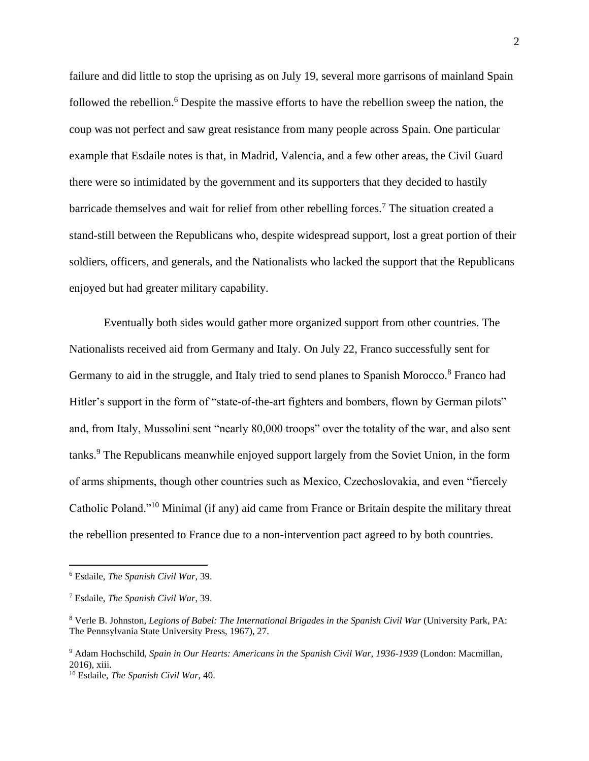failure and did little to stop the uprising as on July 19, several more garrisons of mainland Spain followed the rebellion.[6] Despite the massive efforts to have the rebellion sweep the nation, the coup was not perfect and saw great resistance from many people across Spain. One particular example that Esdaile notes is that, in Madrid, Valencia, and a few other areas, the Civil Guard there were so intimidated by the government and its supporters that they decided to hastily barricade themselves and wait for relief from other rebelling forces.[7] The situation created a stand-still between the Republicans who, despite widespread support, lost a great portion of their soldiers, officers, and generals, and the Nationalists who lacked the support that the Republicans enjoyed but had greater military capability.

Eventually both sides would gather more organized support from other countries. The Nationalists received aid from Germany and Italy. On July 22, Franco successfully sent for Germany to aid in the struggle, and Italy tried to send planes to Spanish Morocco.[8] Franco had Hitler's support in the form of "state-of-the-art fighters and bombers, flown by German pilots" and, from Italy, Mussolini sent "nearly 80,000 troops" over the totality of the war, and also sent tanks.[9] The Republicans meanwhile enjoyed support largely from the Soviet Union, in the form of arms shipments, though other countries such as Mexico, Czechoslovakia, and even "fiercely Catholic Poland."[10] Minimal (if any) aid came from France or Britain despite the military threat the rebellion presented to France due to a non-intervention pact agreed to by both countries.

---

[6] Esdaile, *The Spanish Civil War*, 39.

[7] Esdaile, *The Spanish Civil War*, 39.

[8] Verle B. Johnston, *Legions of Babel: The International Brigades in the Spanish Civil War* (University Park, PA: The Pennsylvania State University Press, 1967), 27.

[9] Adam Hochschild, *Spain in Our Hearts: Americans in the Spanish Civil War, 1936-1939* (London: Macmillan, 2016), xiii.

[10] Esdaile, *The Spanish Civil War*, 40.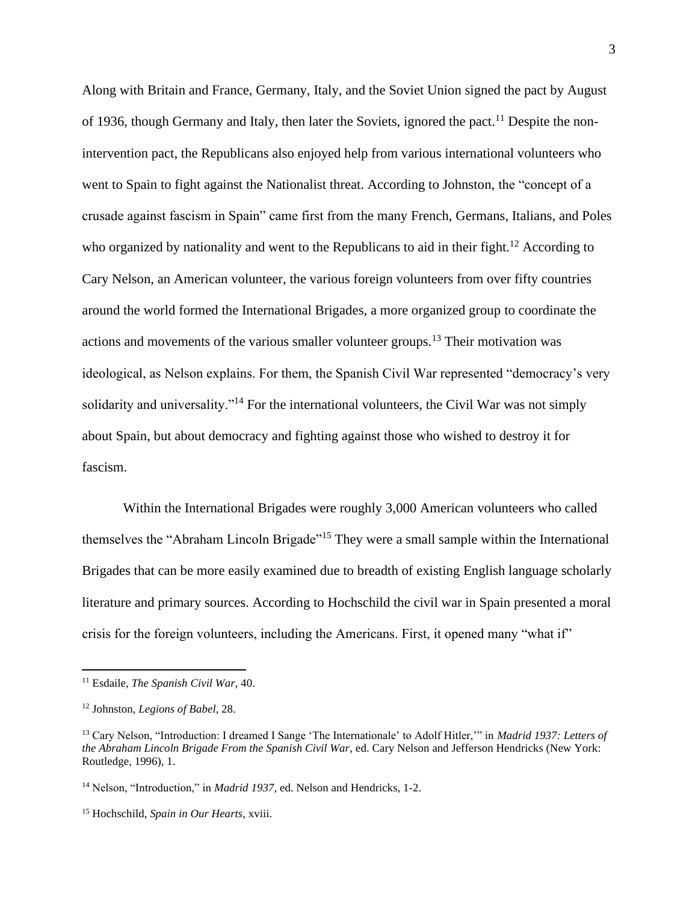Along with Britain and France, Germany, Italy, and the Soviet Union signed the pact by August of 1936, though Germany and Italy, then later the Soviets, ignored the pact.[11] Despite the non-intervention pact, the Republicans also enjoyed help from various international volunteers who went to Spain to fight against the Nationalist threat. According to Johnston, the "concept of a crusade against fascism in Spain" came first from the many French, Germans, Italians, and Poles who organized by nationality and went to the Republicans to aid in their fight.[12] According to Cary Nelson, an American volunteer, the various foreign volunteers from over fifty countries around the world formed the International Brigades, a more organized group to coordinate the actions and movements of the various smaller volunteer groups.[13] Their motivation was ideological, as Nelson explains. For them, the Spanish Civil War represented "democracy's very solidarity and universality."[14] For the international volunteers, the Civil War was not simply about Spain, but about democracy and fighting against those who wished to destroy it for fascism.

Within the International Brigades were roughly 3,000 American volunteers who called themselves the "Abraham Lincoln Brigade"[15] They were a small sample within the International Brigades that can be more easily examined due to breadth of existing English language scholarly literature and primary sources. According to Hochschild the civil war in Spain presented a moral crisis for the foreign volunteers, including the Americans. First, it opened many "what if"

---

[11] Esdaile, *The Spanish Civil War*, 40.

[12] Johnston, *Legions of Babel*, 28.

[13] Cary Nelson, "Introduction: I dreamed I Sange 'The Internationale' to Adolf Hitler,'" in *Madrid 1937: Letters of the Abraham Lincoln Brigade From the Spanish Civil War*, ed. Cary Nelson and Jefferson Hendricks (New York: Routledge, 1996), 1.

[14] Nelson, "Introduction," in *Madrid 1937*, ed. Nelson and Hendricks, 1-2.

[15] Hochschild, *Spain in Our Hearts*, xviii.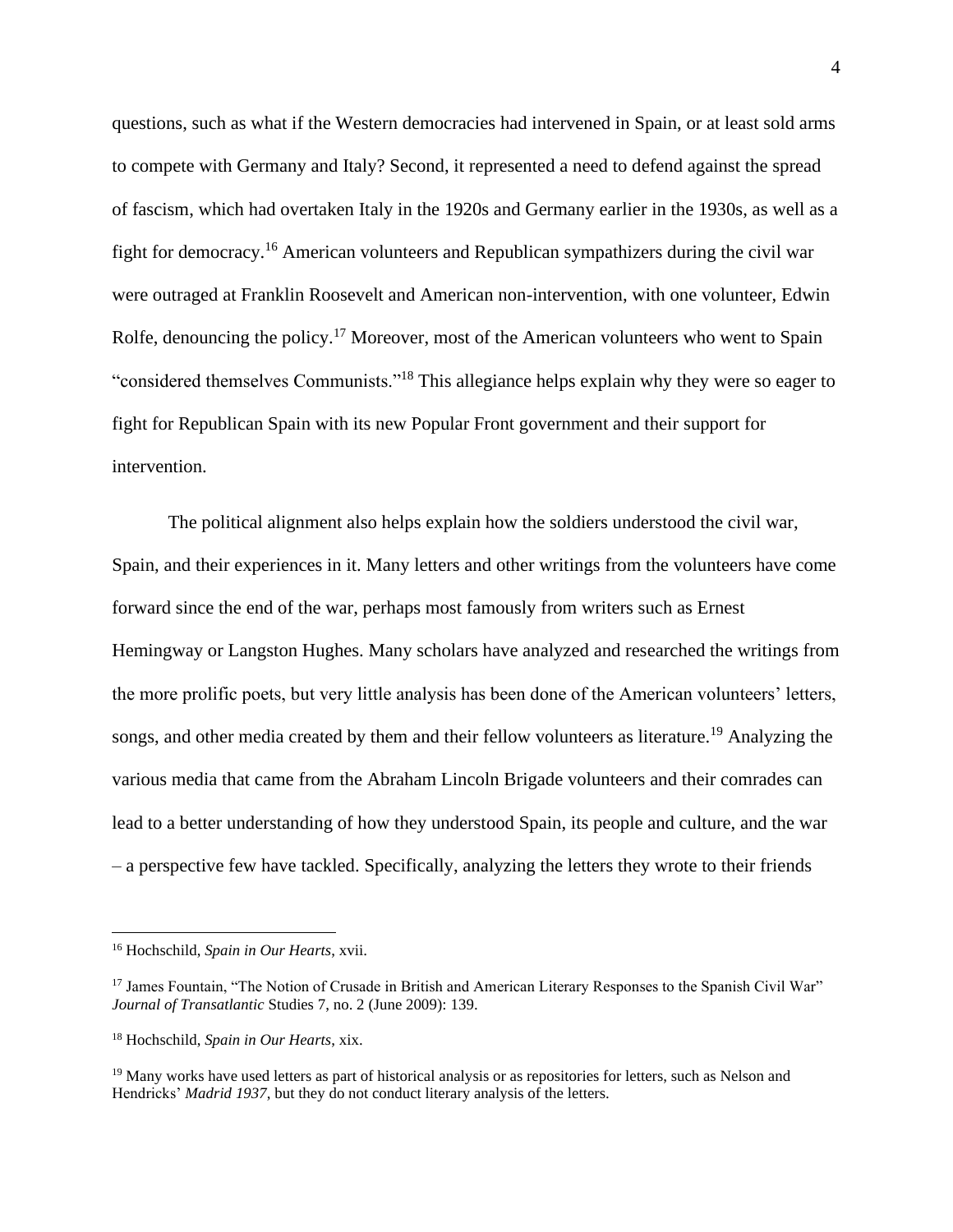questions, such as what if the Western democracies had intervened in Spain, or at least sold arms to compete with Germany and Italy? Second, it represented a need to defend against the spread of fascism, which had overtaken Italy in the 1920s and Germany earlier in the 1930s, as well as a fight for democracy.[16] American volunteers and Republican sympathizers during the civil war were outraged at Franklin Roosevelt and American non-intervention, with one volunteer, Edwin Rolfe, denouncing the policy.[17] Moreover, most of the American volunteers who went to Spain "considered themselves Communists."[18] This allegiance helps explain why they were so eager to fight for Republican Spain with its new Popular Front government and their support for intervention.

The political alignment also helps explain how the soldiers understood the civil war, Spain, and their experiences in it. Many letters and other writings from the volunteers have come forward since the end of the war, perhaps most famously from writers such as Ernest Hemingway or Langston Hughes. Many scholars have analyzed and researched the writings from the more prolific poets, but very little analysis has been done of the American volunteers' letters, songs, and other media created by them and their fellow volunteers as literature.[19] Analyzing the various media that came from the Abraham Lincoln Brigade volunteers and their comrades can lead to a better understanding of how they understood Spain, its people and culture, and the war – a perspective few have tackled. Specifically, analyzing the letters they wrote to their friends

---

[16] Hochschild, *Spain in Our Hearts*, xvii.

[17] James Fountain, "The Notion of Crusade in British and American Literary Responses to the Spanish Civil War" *Journal of Transatlantic* Studies 7, no. 2 (June 2009): 139.

[18] Hochschild, *Spain in Our Hearts*, xix.

[19] Many works have used letters as part of historical analysis or as repositories for letters, such as Nelson and Hendricks' *Madrid 1937*, but they do not conduct literary analysis of the letters.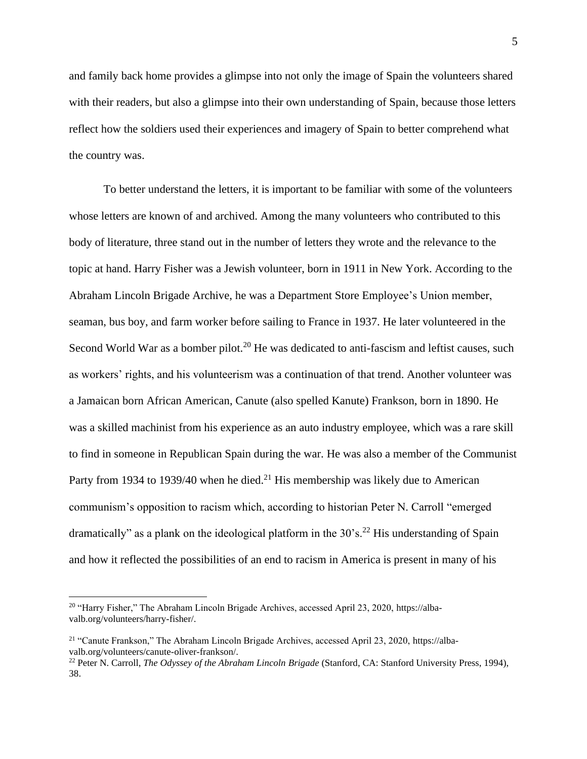and family back home provides a glimpse into not only the image of Spain the volunteers shared with their readers, but also a glimpse into their own understanding of Spain, because those letters reflect how the soldiers used their experiences and imagery of Spain to better comprehend what the country was.

To better understand the letters, it is important to be familiar with some of the volunteers whose letters are known of and archived. Among the many volunteers who contributed to this body of literature, three stand out in the number of letters they wrote and the relevance to the topic at hand. Harry Fisher was a Jewish volunteer, born in 1911 in New York. According to the Abraham Lincoln Brigade Archive, he was a Department Store Employee's Union member, seaman, bus boy, and farm worker before sailing to France in 1937. He later volunteered in the Second World War as a bomber pilot.[20] He was dedicated to anti-fascism and leftist causes, such as workers' rights, and his volunteerism was a continuation of that trend. Another volunteer was a Jamaican born African American, Canute (also spelled Kanute) Frankson, born in 1890. He was a skilled machinist from his experience as an auto industry employee, which was a rare skill to find in someone in Republican Spain during the war. He was also a member of the Communist Party from 1934 to 1939/40 when he died.[21] His membership was likely due to American communism's opposition to racism which, according to historian Peter N. Carroll "emerged dramatically" as a plank on the ideological platform in the 30's.[22] His understanding of Spain and how it reflected the possibilities of an end to racism in America is present in many of his

---

[20] "Harry Fisher," The Abraham Lincoln Brigade Archives, accessed April 23, 2020, https://alba-valb.org/volunteers/harry-fisher/.

[21] "Canute Frankson," The Abraham Lincoln Brigade Archives, accessed April 23, 2020, https://alba-valb.org/volunteers/canute-oliver-frankson/.

[22] Peter N. Carroll, *The Odyssey of the Abraham Lincoln Brigade* (Stanford, CA: Stanford University Press, 1994), 38.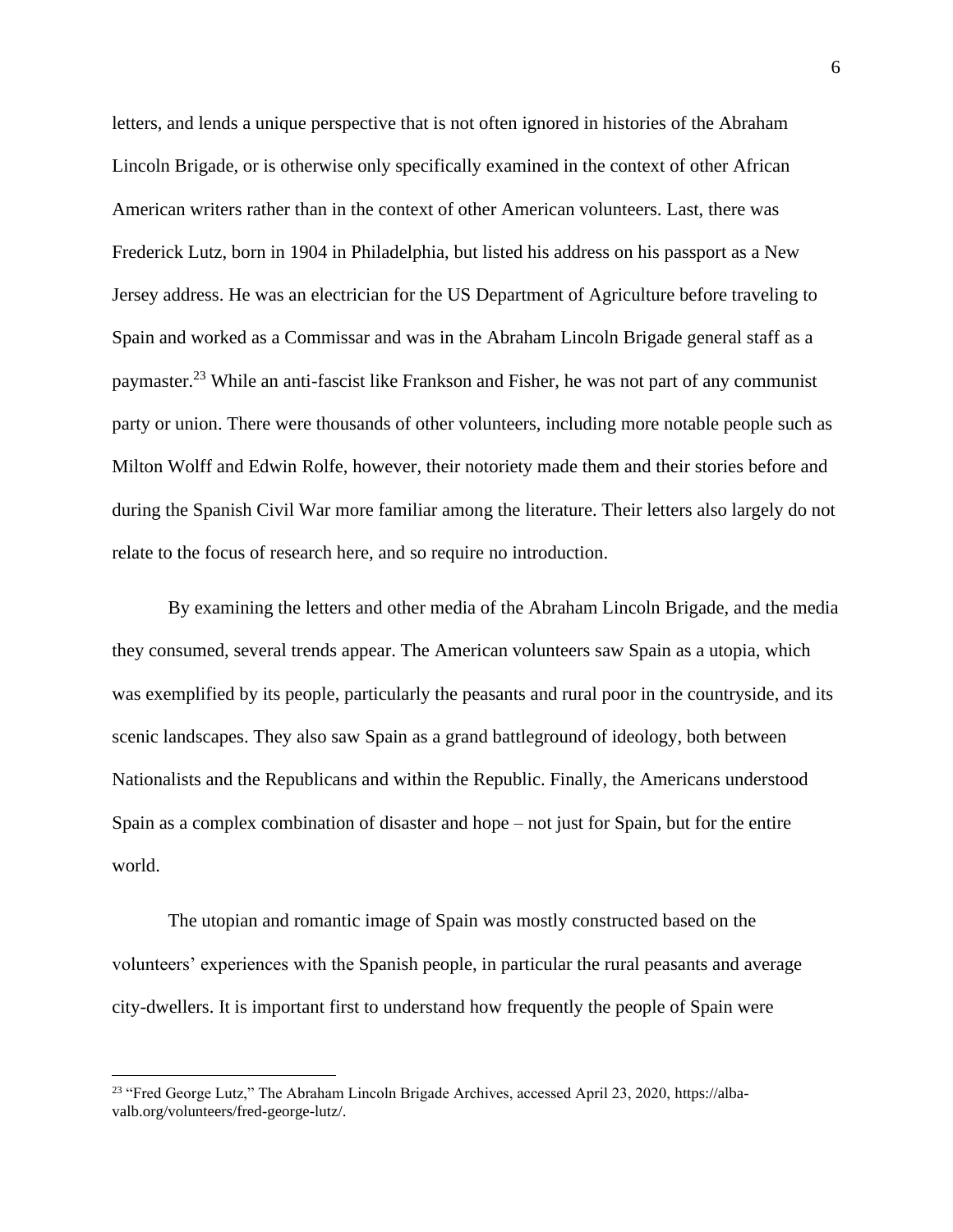letters, and lends a unique perspective that is not often ignored in histories of the Abraham Lincoln Brigade, or is otherwise only specifically examined in the context of other African American writers rather than in the context of other American volunteers. Last, there was Frederick Lutz, born in 1904 in Philadelphia, but listed his address on his passport as a New Jersey address. He was an electrician for the US Department of Agriculture before traveling to Spain and worked as a Commissar and was in the Abraham Lincoln Brigade general staff as a paymaster.[23] While an anti-fascist like Frankson and Fisher, he was not part of any communist party or union. There were thousands of other volunteers, including more notable people such as Milton Wolff and Edwin Rolfe, however, their notoriety made them and their stories before and during the Spanish Civil War more familiar among the literature. Their letters also largely do not relate to the focus of research here, and so require no introduction.

By examining the letters and other media of the Abraham Lincoln Brigade, and the media they consumed, several trends appear. The American volunteers saw Spain as a utopia, which was exemplified by its people, particularly the peasants and rural poor in the countryside, and its scenic landscapes. They also saw Spain as a grand battleground of ideology, both between Nationalists and the Republicans and within the Republic. Finally, the Americans understood Spain as a complex combination of disaster and hope – not just for Spain, but for the entire world.

The utopian and romantic image of Spain was mostly constructed based on the volunteers' experiences with the Spanish people, in particular the rural peasants and average city-dwellers. It is important first to understand how frequently the people of Spain were

---

[23] "Fred George Lutz," The Abraham Lincoln Brigade Archives, accessed April 23, 2020, https://alba-valb.org/volunteers/fred-george-lutz/.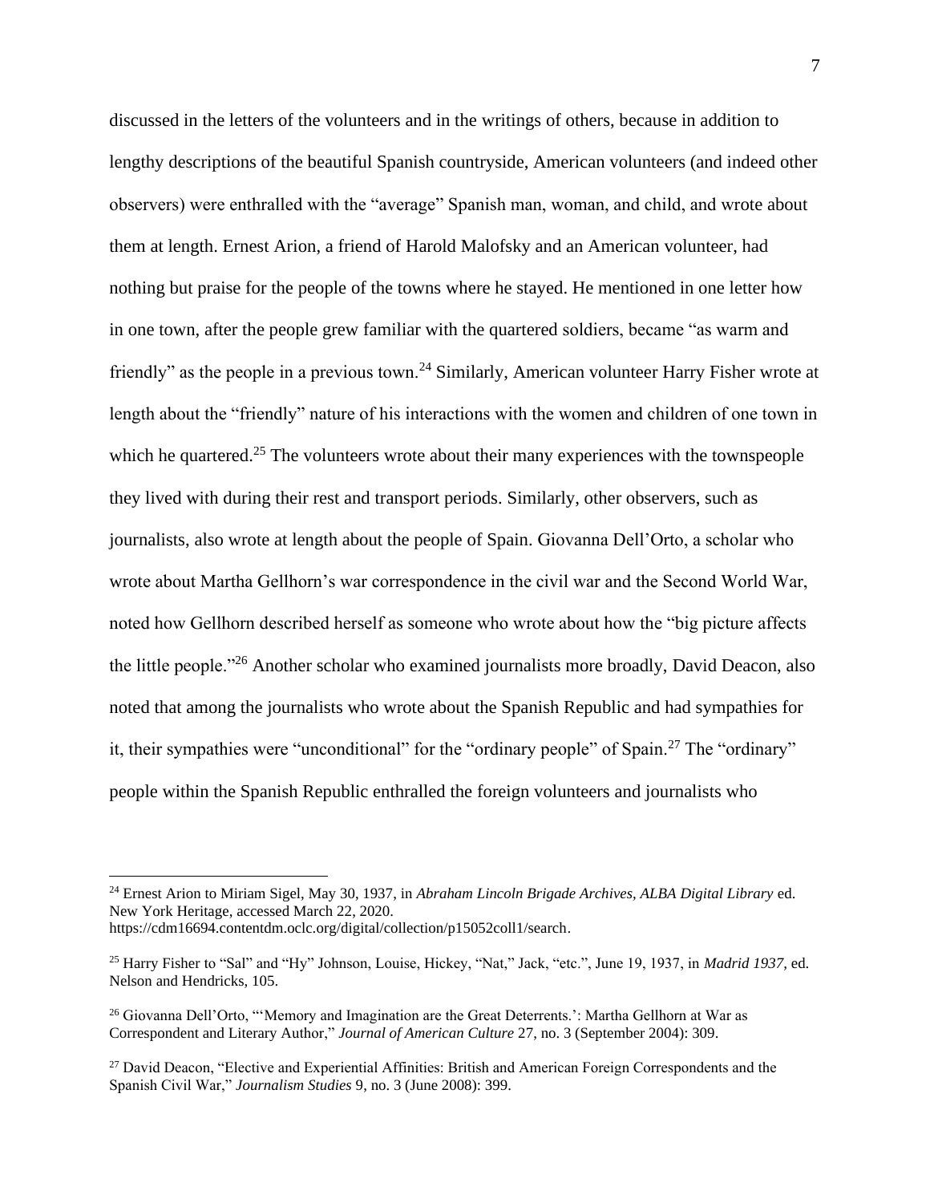discussed in the letters of the volunteers and in the writings of others, because in addition to lengthy descriptions of the beautiful Spanish countryside, American volunteers (and indeed other observers) were enthralled with the "average" Spanish man, woman, and child, and wrote about them at length. Ernest Arion, a friend of Harold Malofsky and an American volunteer, had nothing but praise for the people of the towns where he stayed. He mentioned in one letter how in one town, after the people grew familiar with the quartered soldiers, became "as warm and friendly" as the people in a previous town.[24] Similarly, American volunteer Harry Fisher wrote at length about the "friendly" nature of his interactions with the women and children of one town in which he quartered.[25] The volunteers wrote about their many experiences with the townspeople they lived with during their rest and transport periods. Similarly, other observers, such as journalists, also wrote at length about the people of Spain. Giovanna Dell'Orto, a scholar who wrote about Martha Gellhorn's war correspondence in the civil war and the Second World War, noted how Gellhorn described herself as someone who wrote about how the "big picture affects the little people."[26] Another scholar who examined journalists more broadly, David Deacon, also noted that among the journalists who wrote about the Spanish Republic and had sympathies for it, their sympathies were "unconditional" for the "ordinary people" of Spain.[27] The "ordinary" people within the Spanish Republic enthralled the foreign volunteers and journalists who

---

[24] Ernest Arion to Miriam Sigel, May 30, 1937, in *Abraham Lincoln Brigade Archives, ALBA Digital Library* ed. New York Heritage, accessed March 22, 2020. https://cdm16694.contentdm.oclc.org/digital/collection/p15052coll1/search.

[25] Harry Fisher to "Sal" and "Hy" Johnson, Louise, Hickey, "Nat," Jack, "etc.", June 19, 1937, in *Madrid 1937*, ed. Nelson and Hendricks, 105.

[26] Giovanna Dell'Orto, "'Memory and Imagination are the Great Deterrents.': Martha Gellhorn at War as Correspondent and Literary Author," *Journal of American Culture* 27, no. 3 (September 2004): 309.

[27] David Deacon, "Elective and Experiential Affinities: British and American Foreign Correspondents and the Spanish Civil War," *Journalism Studies* 9, no. 3 (June 2008): 399.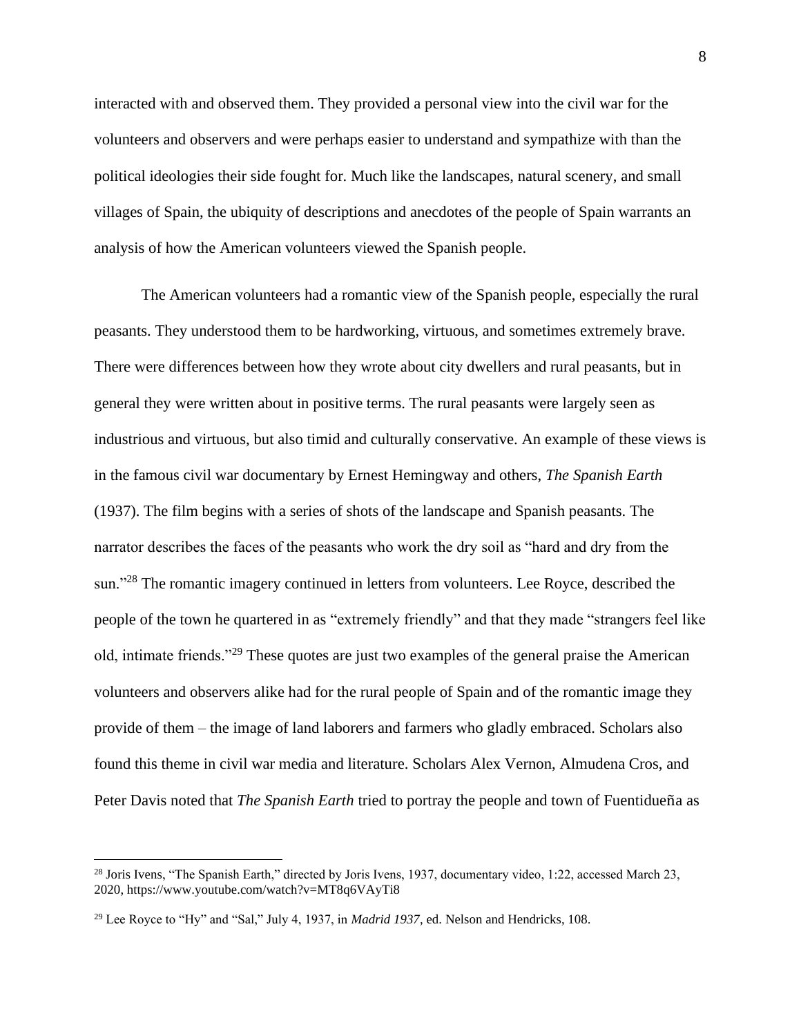interacted with and observed them. They provided a personal view into the civil war for the volunteers and observers and were perhaps easier to understand and sympathize with than the political ideologies their side fought for. Much like the landscapes, natural scenery, and small villages of Spain, the ubiquity of descriptions and anecdotes of the people of Spain warrants an analysis of how the American volunteers viewed the Spanish people.

The American volunteers had a romantic view of the Spanish people, especially the rural peasants. They understood them to be hardworking, virtuous, and sometimes extremely brave. There were differences between how they wrote about city dwellers and rural peasants, but in general they were written about in positive terms. The rural peasants were largely seen as industrious and virtuous, but also timid and culturally conservative. An example of these views is in the famous civil war documentary by Ernest Hemingway and others, *The Spanish Earth* (1937). The film begins with a series of shots of the landscape and Spanish peasants. The narrator describes the faces of the peasants who work the dry soil as "hard and dry from the sun."[28] The romantic imagery continued in letters from volunteers. Lee Royce, described the people of the town he quartered in as "extremely friendly" and that they made "strangers feel like old, intimate friends."[29] These quotes are just two examples of the general praise the American volunteers and observers alike had for the rural people of Spain and of the romantic image they provide of them – the image of land laborers and farmers who gladly embraced. Scholars also found this theme in civil war media and literature. Scholars Alex Vernon, Almudena Cros, and Peter Davis noted that *The Spanish Earth* tried to portray the people and town of Fuentidueña as

---

[28] Joris Ivens, "The Spanish Earth," directed by Joris Ivens, 1937, documentary video, 1:22, accessed March 23, 2020, https://www.youtube.com/watch?v=MT8q6VAyTi8

[29] Lee Royce to "Hy" and "Sal," July 4, 1937, in *Madrid 1937*, ed. Nelson and Hendricks, 108.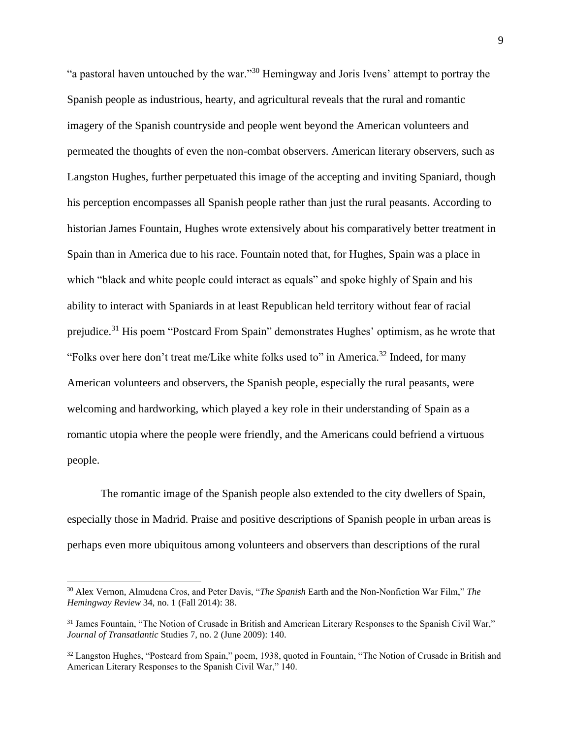"a pastoral haven untouched by the war."[30] Hemingway and Joris Ivens' attempt to portray the Spanish people as industrious, hearty, and agricultural reveals that the rural and romantic imagery of the Spanish countryside and people went beyond the American volunteers and permeated the thoughts of even the non-combat observers. American literary observers, such as Langston Hughes, further perpetuated this image of the accepting and inviting Spaniard, though his perception encompasses all Spanish people rather than just the rural peasants. According to historian James Fountain, Hughes wrote extensively about his comparatively better treatment in Spain than in America due to his race. Fountain noted that, for Hughes, Spain was a place in which "black and white people could interact as equals" and spoke highly of Spain and his ability to interact with Spaniards in at least Republican held territory without fear of racial prejudice.[31] His poem "Postcard From Spain" demonstrates Hughes' optimism, as he wrote that "Folks over here don't treat me/Like white folks used to" in America.[32] Indeed, for many American volunteers and observers, the Spanish people, especially the rural peasants, were welcoming and hardworking, which played a key role in their understanding of Spain as a romantic utopia where the people were friendly, and the Americans could befriend a virtuous people.

The romantic image of the Spanish people also extended to the city dwellers of Spain, especially those in Madrid. Praise and positive descriptions of Spanish people in urban areas is perhaps even more ubiquitous among volunteers and observers than descriptions of the rural

---

[30] Alex Vernon, Almudena Cros, and Peter Davis, "*The Spanish* Earth and the Non-Nonfiction War Film," *The Hemingway Review* 34, no. 1 (Fall 2014): 38.

[31] James Fountain, "The Notion of Crusade in British and American Literary Responses to the Spanish Civil War," *Journal of Transatlantic* Studies 7, no. 2 (June 2009): 140.

[32] Langston Hughes, "Postcard from Spain," poem, 1938, quoted in Fountain, "The Notion of Crusade in British and American Literary Responses to the Spanish Civil War," 140.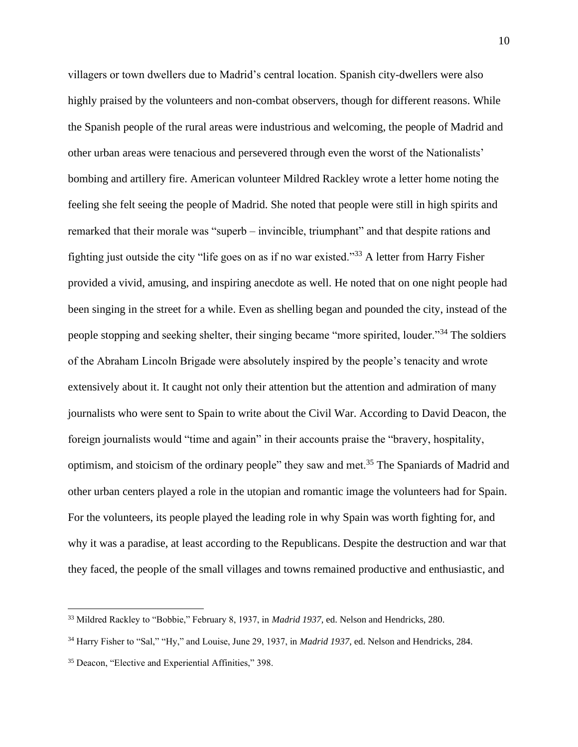villagers or town dwellers due to Madrid's central location. Spanish city-dwellers were also highly praised by the volunteers and non-combat observers, though for different reasons. While the Spanish people of the rural areas were industrious and welcoming, the people of Madrid and other urban areas were tenacious and persevered through even the worst of the Nationalists' bombing and artillery fire. American volunteer Mildred Rackley wrote a letter home noting the feeling she felt seeing the people of Madrid. She noted that people were still in high spirits and remarked that their morale was "superb – invincible, triumphant" and that despite rations and fighting just outside the city "life goes on as if no war existed."[33] A letter from Harry Fisher provided a vivid, amusing, and inspiring anecdote as well. He noted that on one night people had been singing in the street for a while. Even as shelling began and pounded the city, instead of the people stopping and seeking shelter, their singing became "more spirited, louder."[34] The soldiers of the Abraham Lincoln Brigade were absolutely inspired by the people's tenacity and wrote extensively about it. It caught not only their attention but the attention and admiration of many journalists who were sent to Spain to write about the Civil War. According to David Deacon, the foreign journalists would "time and again" in their accounts praise the "bravery, hospitality, optimism, and stoicism of the ordinary people" they saw and met.[35] The Spaniards of Madrid and other urban centers played a role in the utopian and romantic image the volunteers had for Spain. For the volunteers, its people played the leading role in why Spain was worth fighting for, and why it was a paradise, at least according to the Republicans. Despite the destruction and war that they faced, the people of the small villages and towns remained productive and enthusiastic, and

---

[33] Mildred Rackley to "Bobbie," February 8, 1937, in *Madrid 1937*, ed. Nelson and Hendricks, 280.

[34] Harry Fisher to "Sal," "Hy," and Louise, June 29, 1937, in *Madrid 1937*, ed. Nelson and Hendricks, 284.

[35] Deacon, "Elective and Experiential Affinities," 398.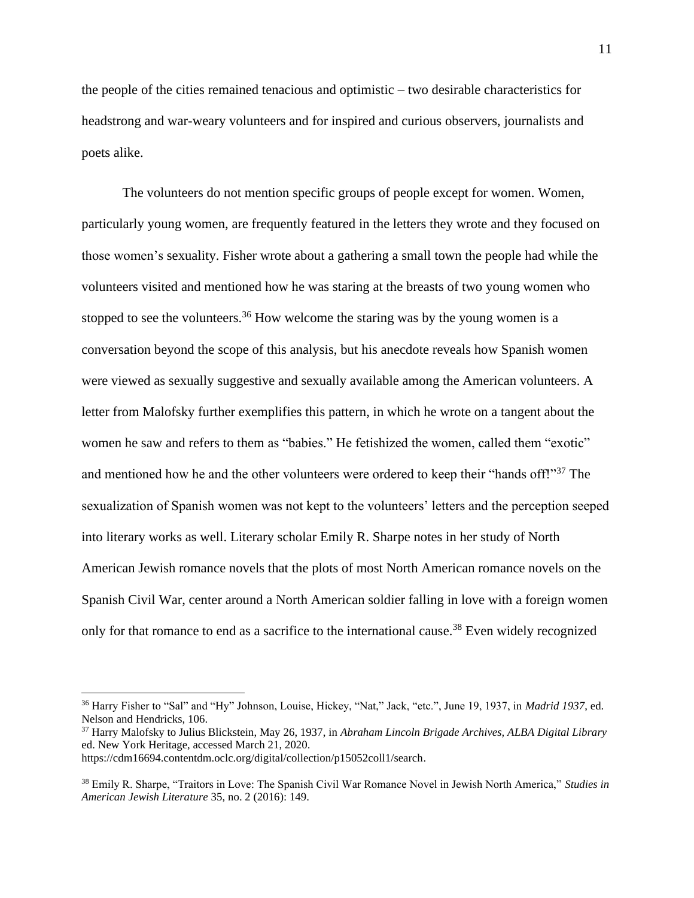the people of the cities remained tenacious and optimistic – two desirable characteristics for headstrong and war-weary volunteers and for inspired and curious observers, journalists and poets alike.

The volunteers do not mention specific groups of people except for women. Women, particularly young women, are frequently featured in the letters they wrote and they focused on those women's sexuality. Fisher wrote about a gathering a small town the people had while the volunteers visited and mentioned how he was staring at the breasts of two young women who stopped to see the volunteers.[36] How welcome the staring was by the young women is a conversation beyond the scope of this analysis, but his anecdote reveals how Spanish women were viewed as sexually suggestive and sexually available among the American volunteers. A letter from Malofsky further exemplifies this pattern, in which he wrote on a tangent about the women he saw and refers to them as "babies." He fetishized the women, called them "exotic" and mentioned how he and the other volunteers were ordered to keep their "hands off!"[37] The sexualization of Spanish women was not kept to the volunteers' letters and the perception seeped into literary works as well. Literary scholar Emily R. Sharpe notes in her study of North American Jewish romance novels that the plots of most North American romance novels on the Spanish Civil War, center around a North American soldier falling in love with a foreign women only for that romance to end as a sacrifice to the international cause.[38] Even widely recognized

---

[36] Harry Fisher to "Sal" and "Hy" Johnson, Louise, Hickey, "Nat," Jack, "etc.", June 19, 1937, in *Madrid 1937*, ed. Nelson and Hendricks, 106.

[37] Harry Malofsky to Julius Blickstein, May 26, 1937, in *Abraham Lincoln Brigade Archives, ALBA Digital Library* ed. New York Heritage, accessed March 21, 2020. https://cdm16694.contentdm.oclc.org/digital/collection/p15052coll1/search.

[38] Emily R. Sharpe, "Traitors in Love: The Spanish Civil War Romance Novel in Jewish North America," *Studies in American Jewish Literature* 35, no. 2 (2016): 149.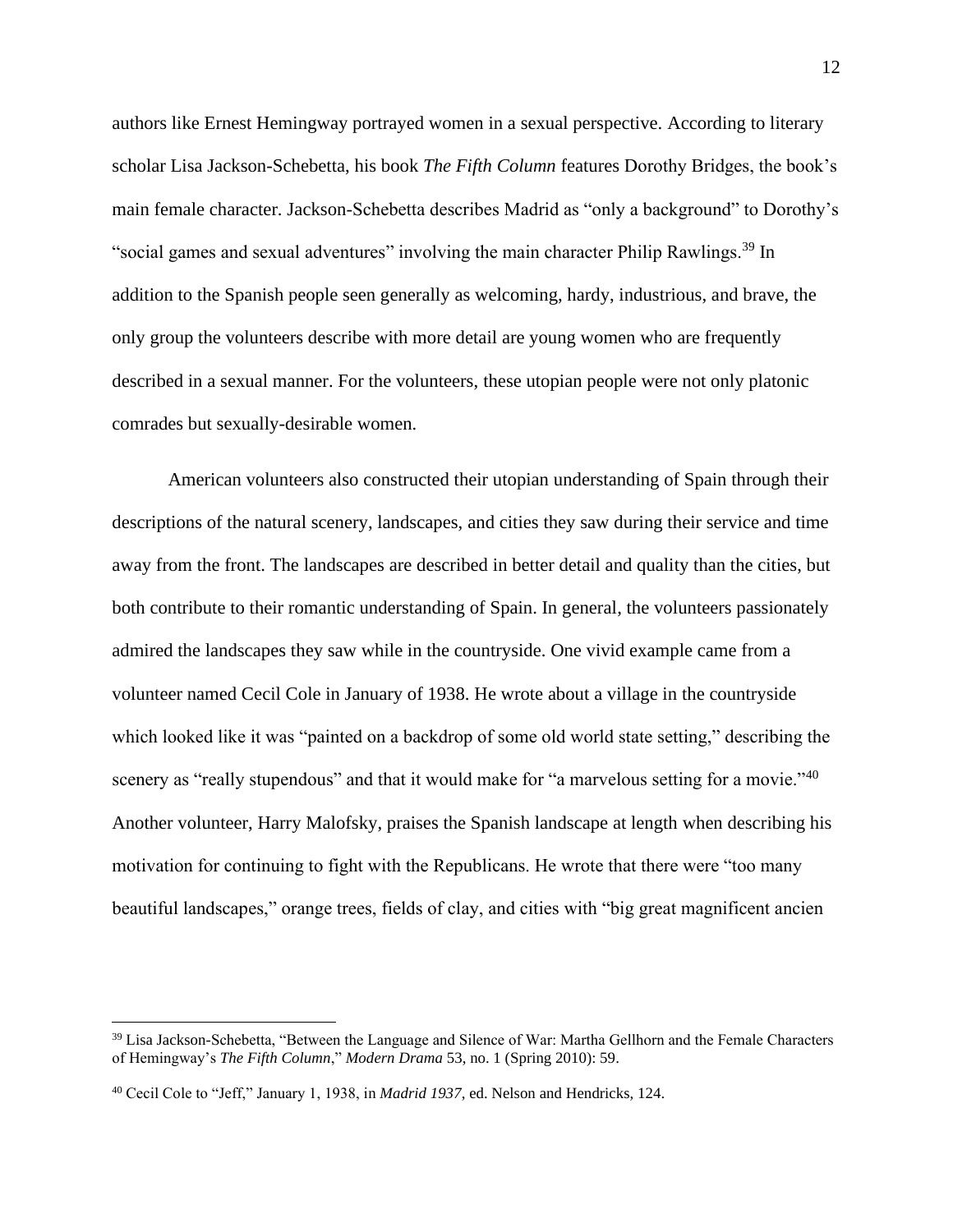authors like Ernest Hemingway portrayed women in a sexual perspective. According to literary scholar Lisa Jackson-Schebetta, his book *The Fifth Column* features Dorothy Bridges, the book's main female character. Jackson-Schebetta describes Madrid as "only a background" to Dorothy's "social games and sexual adventures" involving the main character Philip Rawlings.[39] In addition to the Spanish people seen generally as welcoming, hardy, industrious, and brave, the only group the volunteers describe with more detail are young women who are frequently described in a sexual manner. For the volunteers, these utopian people were not only platonic comrades but sexually-desirable women.

American volunteers also constructed their utopian understanding of Spain through their descriptions of the natural scenery, landscapes, and cities they saw during their service and time away from the front. The landscapes are described in better detail and quality than the cities, but both contribute to their romantic understanding of Spain. In general, the volunteers passionately admired the landscapes they saw while in the countryside. One vivid example came from a volunteer named Cecil Cole in January of 1938. He wrote about a village in the countryside which looked like it was "painted on a backdrop of some old world state setting," describing the scenery as "really stupendous" and that it would make for "a marvelous setting for a movie."[40] Another volunteer, Harry Malofsky, praises the Spanish landscape at length when describing his motivation for continuing to fight with the Republicans. He wrote that there were "too many beautiful landscapes," orange trees, fields of clay, and cities with "big great magnificent ancien

---

[39] Lisa Jackson-Schebetta, "Between the Language and Silence of War: Martha Gellhorn and the Female Characters of Hemingway's *The Fifth Column*," *Modern Drama* 53, no. 1 (Spring 2010): 59.

[40] Cecil Cole to "Jeff," January 1, 1938, in *Madrid 1937*, ed. Nelson and Hendricks, 124.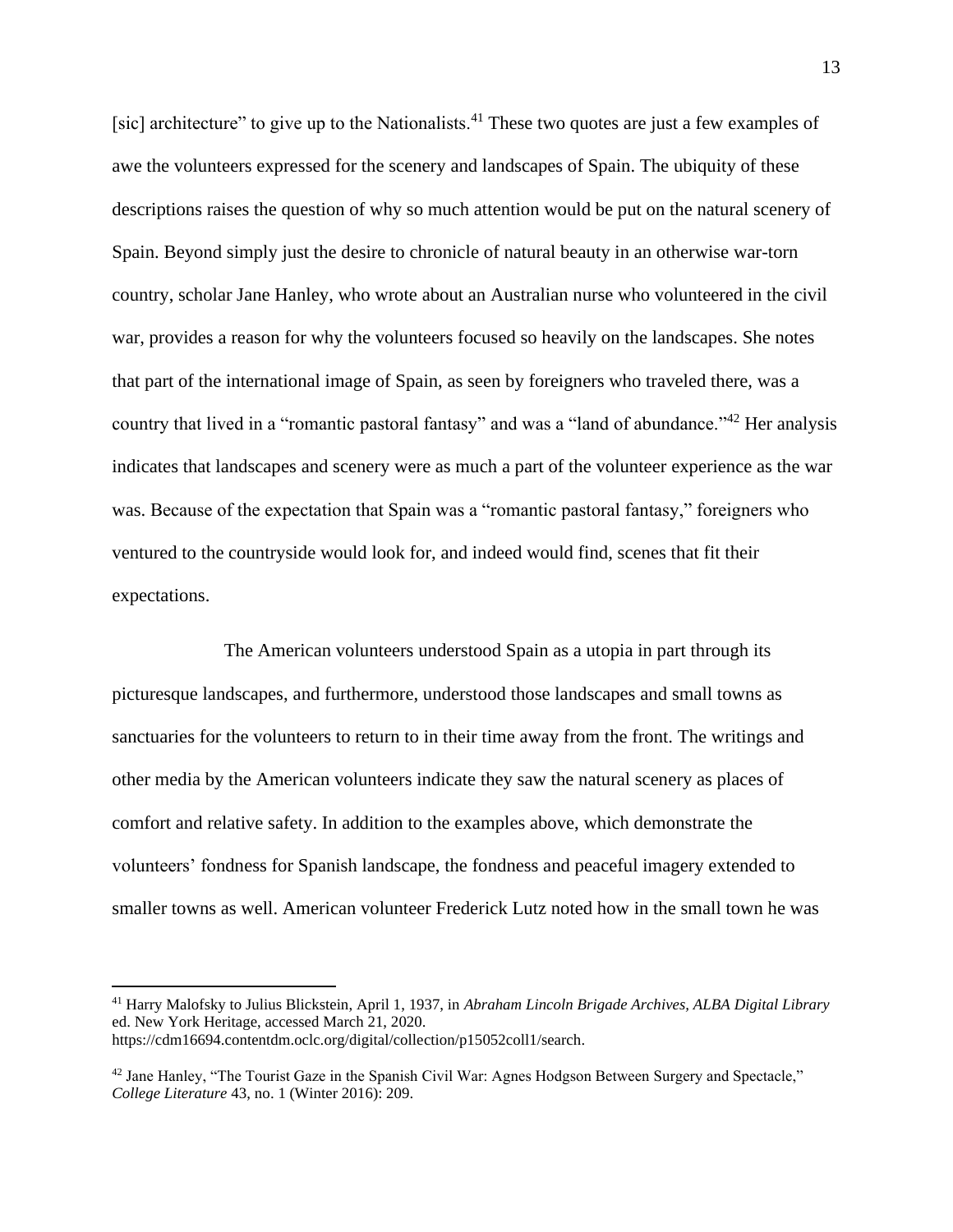[sic] architecture" to give up to the Nationalists.[41] These two quotes are just a few examples of awe the volunteers expressed for the scenery and landscapes of Spain. The ubiquity of these descriptions raises the question of why so much attention would be put on the natural scenery of Spain. Beyond simply just the desire to chronicle of natural beauty in an otherwise war-torn country, scholar Jane Hanley, who wrote about an Australian nurse who volunteered in the civil war, provides a reason for why the volunteers focused so heavily on the landscapes. She notes that part of the international image of Spain, as seen by foreigners who traveled there, was a country that lived in a "romantic pastoral fantasy" and was a "land of abundance."[42] Her analysis indicates that landscapes and scenery were as much a part of the volunteer experience as the war was. Because of the expectation that Spain was a "romantic pastoral fantasy," foreigners who ventured to the countryside would look for, and indeed would find, scenes that fit their expectations.

The American volunteers understood Spain as a utopia in part through its picturesque landscapes, and furthermore, understood those landscapes and small towns as sanctuaries for the volunteers to return to in their time away from the front. The writings and other media by the American volunteers indicate they saw the natural scenery as places of comfort and relative safety. In addition to the examples above, which demonstrate the volunteers' fondness for Spanish landscape, the fondness and peaceful imagery extended to smaller towns as well. American volunteer Frederick Lutz noted how in the small town he was

---

[41] Harry Malofsky to Julius Blickstein, April 1, 1937, in *Abraham Lincoln Brigade Archives, ALBA Digital Library* ed. New York Heritage, accessed March 21, 2020. https://cdm16694.contentdm.oclc.org/digital/collection/p15052coll1/search.

[42] Jane Hanley, "The Tourist Gaze in the Spanish Civil War: Agnes Hodgson Between Surgery and Spectacle," *College Literature* 43, no. 1 (Winter 2016): 209.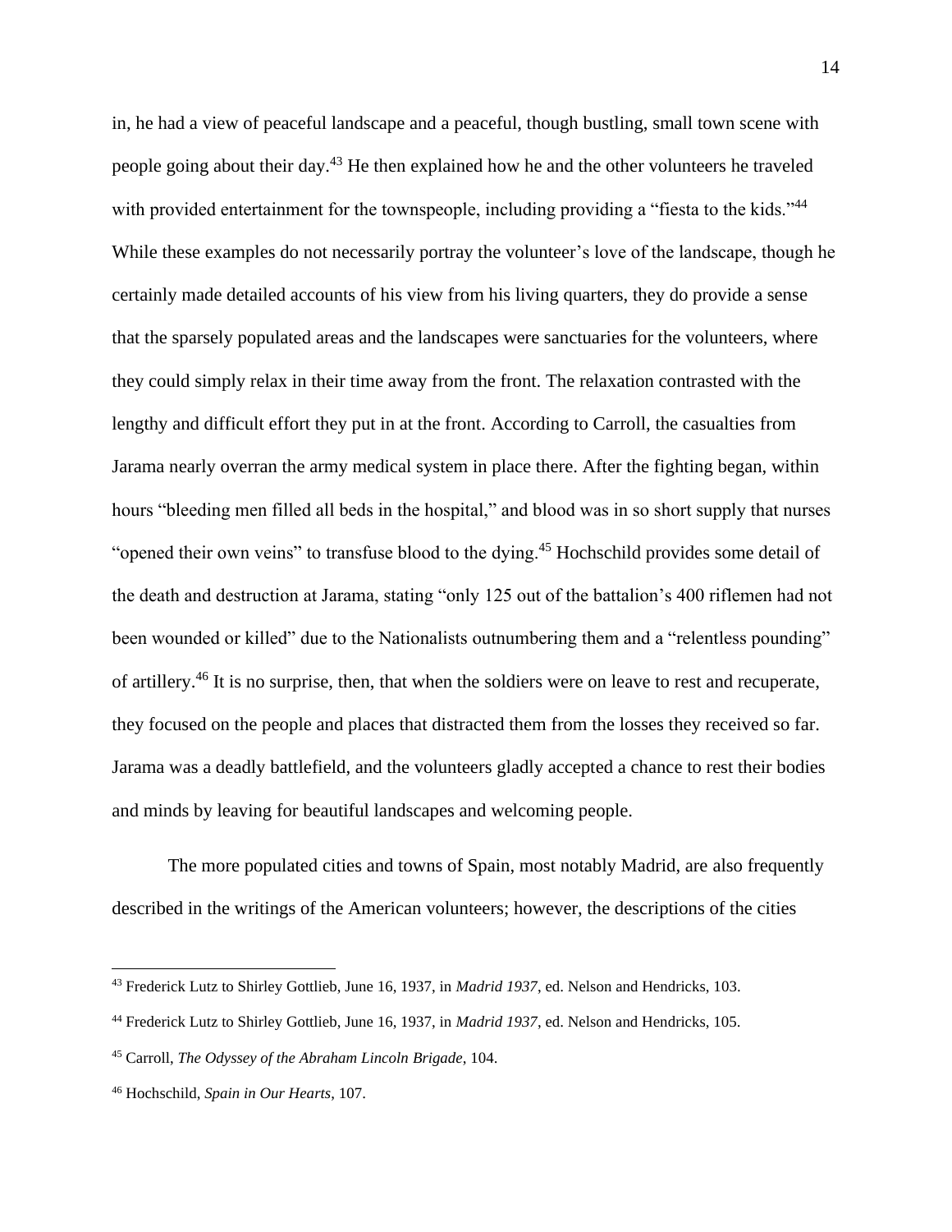in, he had a view of peaceful landscape and a peaceful, though bustling, small town scene with people going about their day.[43] He then explained how he and the other volunteers he traveled with provided entertainment for the townspeople, including providing a "fiesta to the kids."[44] While these examples do not necessarily portray the volunteer's love of the landscape, though he certainly made detailed accounts of his view from his living quarters, they do provide a sense that the sparsely populated areas and the landscapes were sanctuaries for the volunteers, where they could simply relax in their time away from the front. The relaxation contrasted with the lengthy and difficult effort they put in at the front. According to Carroll, the casualties from Jarama nearly overran the army medical system in place there. After the fighting began, within hours "bleeding men filled all beds in the hospital," and blood was in so short supply that nurses "opened their own veins" to transfuse blood to the dying.[45] Hochschild provides some detail of the death and destruction at Jarama, stating "only 125 out of the battalion's 400 riflemen had not been wounded or killed" due to the Nationalists outnumbering them and a "relentless pounding" of artillery.[46] It is no surprise, then, that when the soldiers were on leave to rest and recuperate, they focused on the people and places that distracted them from the losses they received so far. Jarama was a deadly battlefield, and the volunteers gladly accepted a chance to rest their bodies and minds by leaving for beautiful landscapes and welcoming people.

The more populated cities and towns of Spain, most notably Madrid, are also frequently described in the writings of the American volunteers; however, the descriptions of the cities

---

[43] Frederick Lutz to Shirley Gottlieb, June 16, 1937, in *Madrid 1937*, ed. Nelson and Hendricks, 103.

[44] Frederick Lutz to Shirley Gottlieb, June 16, 1937, in *Madrid 1937*, ed. Nelson and Hendricks, 105.

[45] Carroll, *The Odyssey of the Abraham Lincoln Brigade*, 104.

[46] Hochschild, *Spain in Our Hearts*, 107.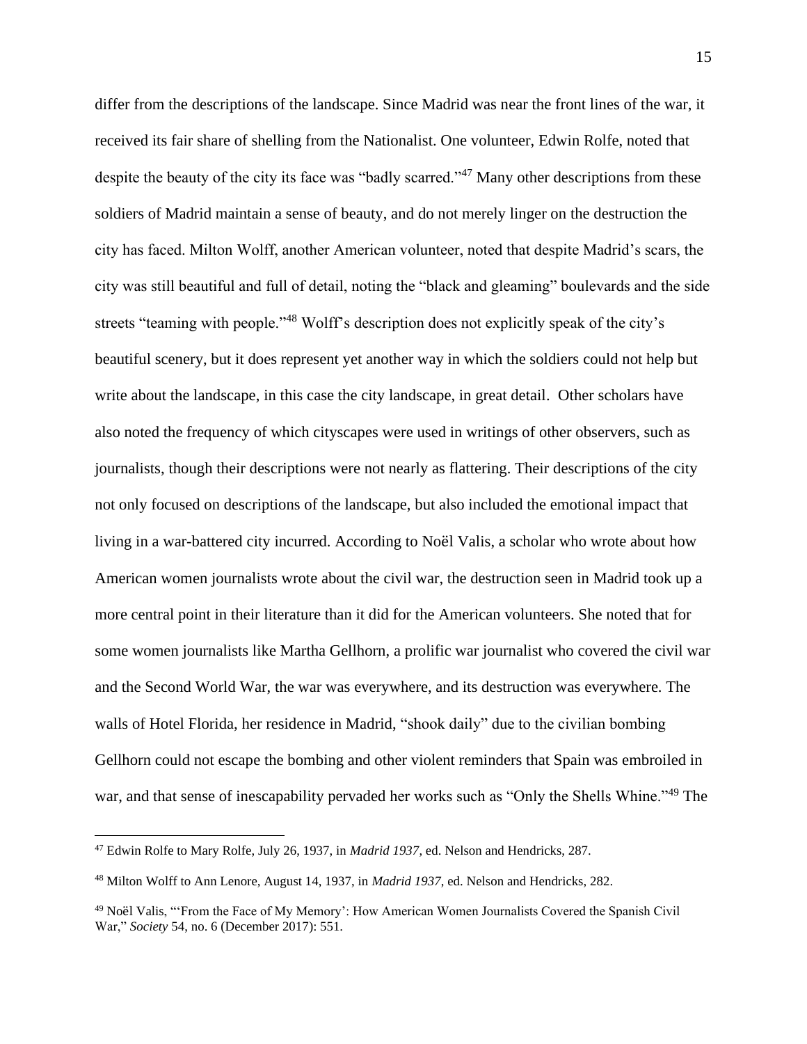differ from the descriptions of the landscape. Since Madrid was near the front lines of the war, it received its fair share of shelling from the Nationalist. One volunteer, Edwin Rolfe, noted that despite the beauty of the city its face was "badly scarred."[47] Many other descriptions from these soldiers of Madrid maintain a sense of beauty, and do not merely linger on the destruction the city has faced. Milton Wolff, another American volunteer, noted that despite Madrid's scars, the city was still beautiful and full of detail, noting the "black and gleaming" boulevards and the side streets "teaming with people."[48] Wolff's description does not explicitly speak of the city's beautiful scenery, but it does represent yet another way in which the soldiers could not help but write about the landscape, in this case the city landscape, in great detail. Other scholars have also noted the frequency of which cityscapes were used in writings of other observers, such as journalists, though their descriptions were not nearly as flattering. Their descriptions of the city not only focused on descriptions of the landscape, but also included the emotional impact that living in a war-battered city incurred. According to Noël Valis, a scholar who wrote about how American women journalists wrote about the civil war, the destruction seen in Madrid took up a more central point in their literature than it did for the American volunteers. She noted that for some women journalists like Martha Gellhorn, a prolific war journalist who covered the civil war and the Second World War, the war was everywhere, and its destruction was everywhere. The walls of Hotel Florida, her residence in Madrid, "shook daily" due to the civilian bombing Gellhorn could not escape the bombing and other violent reminders that Spain was embroiled in war, and that sense of inescapability pervaded her works such as "Only the Shells Whine."[49] The

---

[47] Edwin Rolfe to Mary Rolfe, July 26, 1937, in *Madrid 1937*, ed. Nelson and Hendricks, 287.

[48] Milton Wolff to Ann Lenore, August 14, 1937, in *Madrid 1937*, ed. Nelson and Hendricks, 282.

[49] Noël Valis, "'From the Face of My Memory': How American Women Journalists Covered the Spanish Civil War," *Society* 54, no. 6 (December 2017): 551.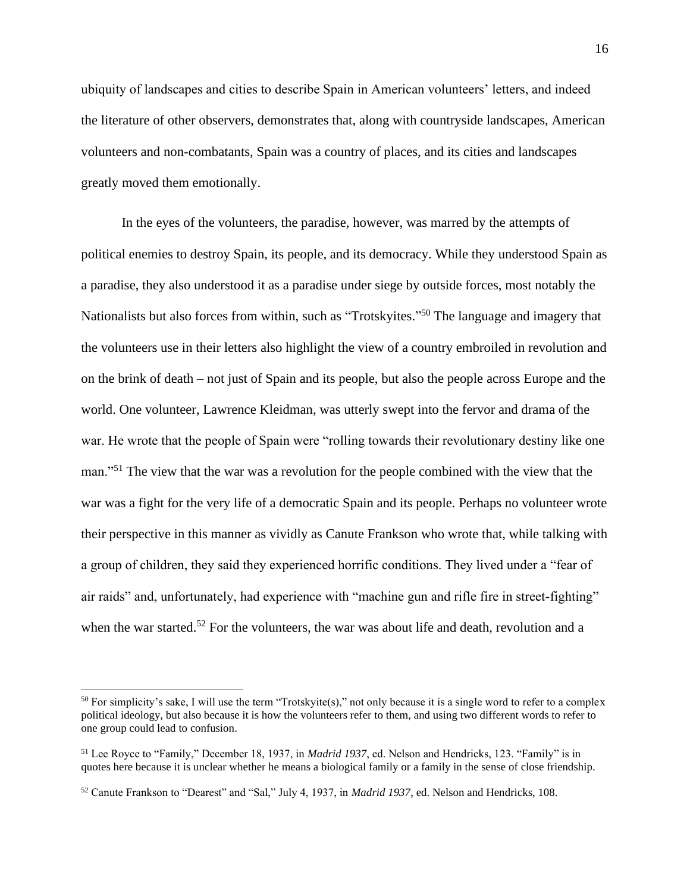ubiquity of landscapes and cities to describe Spain in American volunteers' letters, and indeed the literature of other observers, demonstrates that, along with countryside landscapes, American volunteers and non-combatants, Spain was a country of places, and its cities and landscapes greatly moved them emotionally.

In the eyes of the volunteers, the paradise, however, was marred by the attempts of political enemies to destroy Spain, its people, and its democracy. While they understood Spain as a paradise, they also understood it as a paradise under siege by outside forces, most notably the Nationalists but also forces from within, such as "Trotskyites."[50] The language and imagery that the volunteers use in their letters also highlight the view of a country embroiled in revolution and on the brink of death – not just of Spain and its people, but also the people across Europe and the world. One volunteer, Lawrence Kleidman, was utterly swept into the fervor and drama of the war. He wrote that the people of Spain were "rolling towards their revolutionary destiny like one man."[51] The view that the war was a revolution for the people combined with the view that the war was a fight for the very life of a democratic Spain and its people. Perhaps no volunteer wrote their perspective in this manner as vividly as Canute Frankson who wrote that, while talking with a group of children, they said they experienced horrific conditions. They lived under a "fear of air raids" and, unfortunately, had experience with "machine gun and rifle fire in street-fighting" when the war started.[52] For the volunteers, the war was about life and death, revolution and a

---

[50] For simplicity's sake, I will use the term "Trotskyite(s)," not only because it is a single word to refer to a complex political ideology, but also because it is how the volunteers refer to them, and using two different words to refer to one group could lead to confusion.

[51] Lee Royce to "Family," December 18, 1937, in *Madrid 1937*, ed. Nelson and Hendricks, 123. "Family" is in quotes here because it is unclear whether he means a biological family or a family in the sense of close friendship.

[52] Canute Frankson to "Dearest" and "Sal," July 4, 1937, in *Madrid 1937*, ed. Nelson and Hendricks, 108.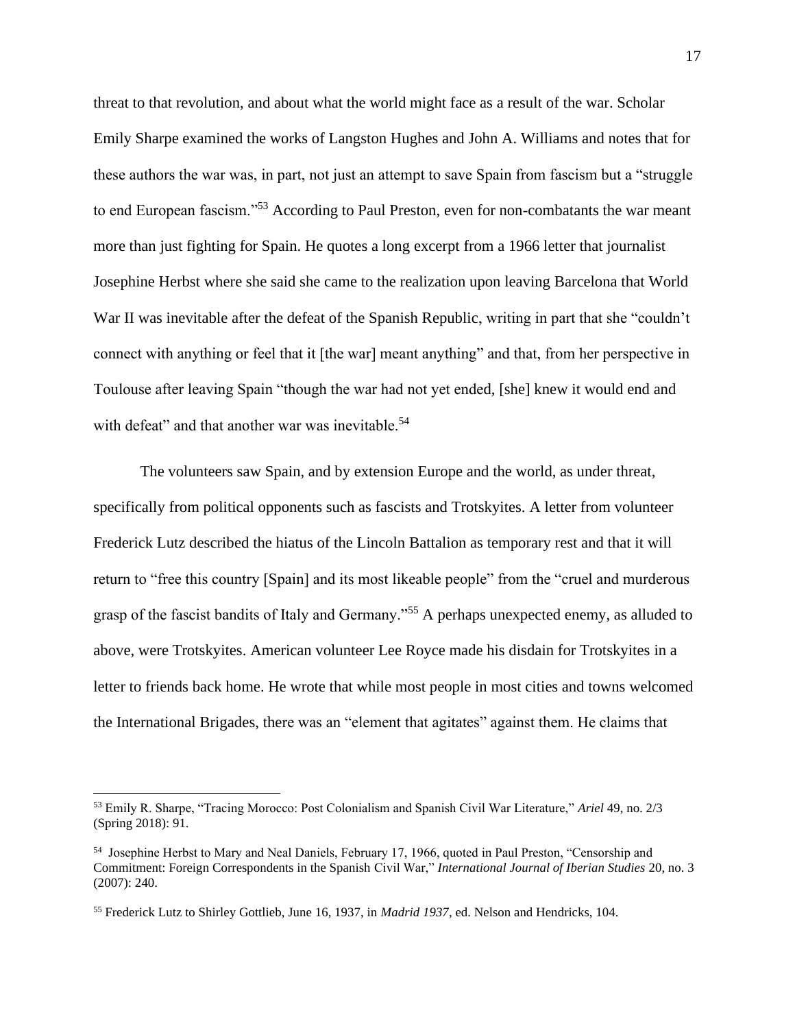threat to that revolution, and about what the world might face as a result of the war. Scholar Emily Sharpe examined the works of Langston Hughes and John A. Williams and notes that for these authors the war was, in part, not just an attempt to save Spain from fascism but a "struggle to end European fascism."[53] According to Paul Preston, even for non-combatants the war meant more than just fighting for Spain. He quotes a long excerpt from a 1966 letter that journalist Josephine Herbst where she said she came to the realization upon leaving Barcelona that World War II was inevitable after the defeat of the Spanish Republic, writing in part that she "couldn't connect with anything or feel that it [the war] meant anything" and that, from her perspective in Toulouse after leaving Spain "though the war had not yet ended, [she] knew it would end and with defeat" and that another war was inevitable.[54]

The volunteers saw Spain, and by extension Europe and the world, as under threat, specifically from political opponents such as fascists and Trotskyites. A letter from volunteer Frederick Lutz described the hiatus of the Lincoln Battalion as temporary rest and that it will return to "free this country [Spain] and its most likeable people" from the "cruel and murderous grasp of the fascist bandits of Italy and Germany."[55] A perhaps unexpected enemy, as alluded to above, were Trotskyites. American volunteer Lee Royce made his disdain for Trotskyites in a letter to friends back home. He wrote that while most people in most cities and towns welcomed the International Brigades, there was an "element that agitates" against them. He claims that

---

[53] Emily R. Sharpe, "Tracing Morocco: Post Colonialism and Spanish Civil War Literature," *Ariel* 49, no. 2/3 (Spring 2018): 91.

[54] Josephine Herbst to Mary and Neal Daniels, February 17, 1966, quoted in Paul Preston, "Censorship and Commitment: Foreign Correspondents in the Spanish Civil War," *International Journal of Iberian Studies* 20, no. 3 (2007): 240.

[55] Frederick Lutz to Shirley Gottlieb, June 16, 1937, in *Madrid 1937*, ed. Nelson and Hendricks, 104.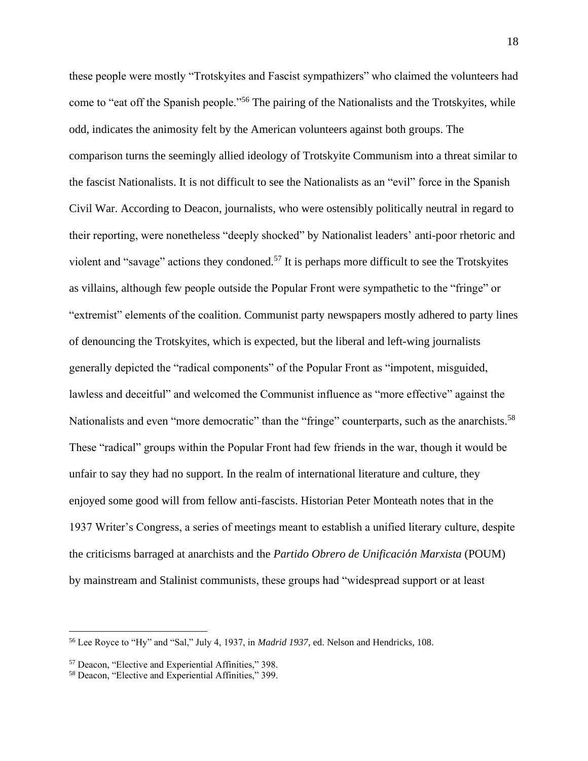these people were mostly "Trotskyites and Fascist sympathizers" who claimed the volunteers had come to "eat off the Spanish people."[56] The pairing of the Nationalists and the Trotskyites, while odd, indicates the animosity felt by the American volunteers against both groups. The comparison turns the seemingly allied ideology of Trotskyite Communism into a threat similar to the fascist Nationalists. It is not difficult to see the Nationalists as an "evil" force in the Spanish Civil War. According to Deacon, journalists, who were ostensibly politically neutral in regard to their reporting, were nonetheless "deeply shocked" by Nationalist leaders' anti-poor rhetoric and violent and "savage" actions they condoned.[57] It is perhaps more difficult to see the Trotskyites as villains, although few people outside the Popular Front were sympathetic to the "fringe" or "extremist" elements of the coalition. Communist party newspapers mostly adhered to party lines of denouncing the Trotskyites, which is expected, but the liberal and left-wing journalists generally depicted the "radical components" of the Popular Front as "impotent, misguided, lawless and deceitful" and welcomed the Communist influence as "more effective" against the Nationalists and even "more democratic" than the "fringe" counterparts, such as the anarchists.[58] These "radical" groups within the Popular Front had few friends in the war, though it would be unfair to say they had no support. In the realm of international literature and culture, they enjoyed some good will from fellow anti-fascists. Historian Peter Monteath notes that in the 1937 Writer's Congress, a series of meetings meant to establish a unified literary culture, despite the criticisms barraged at anarchists and the *Partido Obrero de Unificación Marxista* (POUM) by mainstream and Stalinist communists, these groups had "widespread support or at least

---

[56] Lee Royce to "Hy" and "Sal," July 4, 1937, in *Madrid 1937*, ed. Nelson and Hendricks, 108.

[57] Deacon, "Elective and Experiential Affinities," 398.

[58] Deacon, "Elective and Experiential Affinities," 399.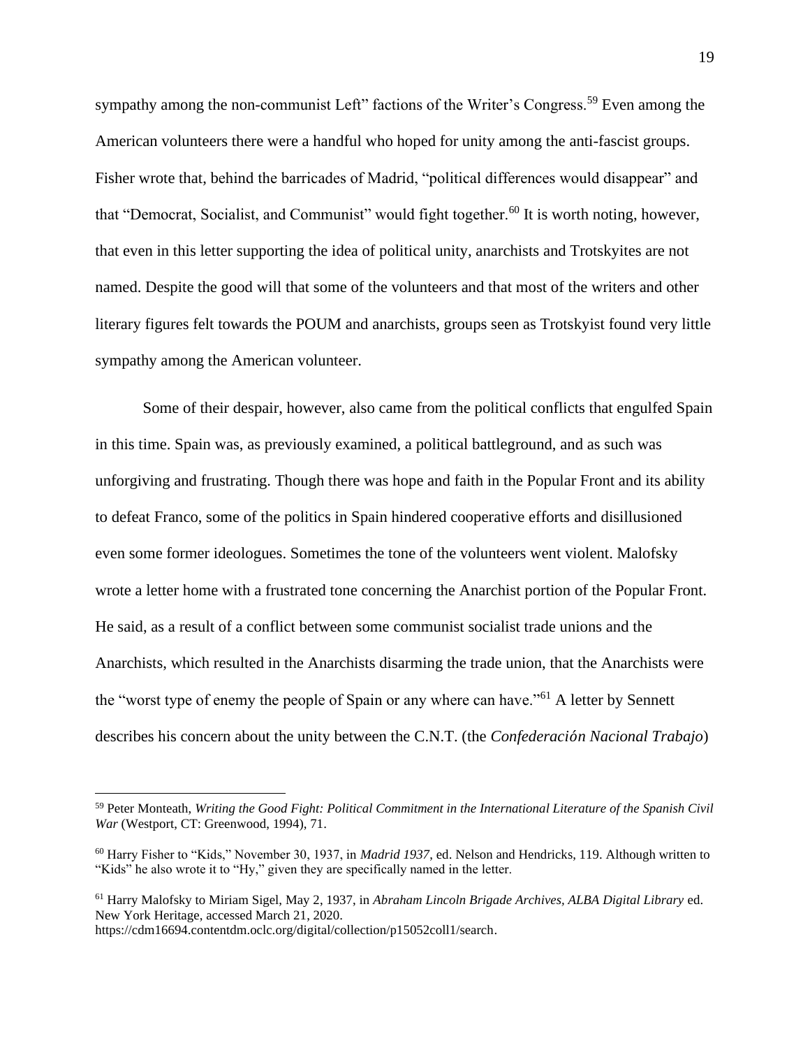sympathy among the non-communist Left" factions of the Writer's Congress.[59] Even among the American volunteers there were a handful who hoped for unity among the anti-fascist groups. Fisher wrote that, behind the barricades of Madrid, "political differences would disappear" and that "Democrat, Socialist, and Communist" would fight together.[60] It is worth noting, however, that even in this letter supporting the idea of political unity, anarchists and Trotskyites are not named. Despite the good will that some of the volunteers and that most of the writers and other literary figures felt towards the POUM and anarchists, groups seen as Trotskyist found very little sympathy among the American volunteer.

Some of their despair, however, also came from the political conflicts that engulfed Spain in this time. Spain was, as previously examined, a political battleground, and as such was unforgiving and frustrating. Though there was hope and faith in the Popular Front and its ability to defeat Franco, some of the politics in Spain hindered cooperative efforts and disillusioned even some former ideologues. Sometimes the tone of the volunteers went violent. Malofsky wrote a letter home with a frustrated tone concerning the Anarchist portion of the Popular Front. He said, as a result of a conflict between some communist socialist trade unions and the Anarchists, which resulted in the Anarchists disarming the trade union, that the Anarchists were the "worst type of enemy the people of Spain or any where can have."[61] A letter by Sennett describes his concern about the unity between the C.N.T. (the *Confederación Nacional Trabajo*)

---

[59] Peter Monteath, *Writing the Good Fight: Political Commitment in the International Literature of the Spanish Civil War* (Westport, CT: Greenwood, 1994), 71.

[60] Harry Fisher to "Kids," November 30, 1937, in *Madrid 1937*, ed. Nelson and Hendricks, 119. Although written to "Kids" he also wrote it to "Hy," given they are specifically named in the letter.

[61] Harry Malofsky to Miriam Sigel, May 2, 1937, in *Abraham Lincoln Brigade Archives, ALBA Digital Library* ed. New York Heritage, accessed March 21, 2020. https://cdm16694.contentdm.oclc.org/digital/collection/p15052coll1/search.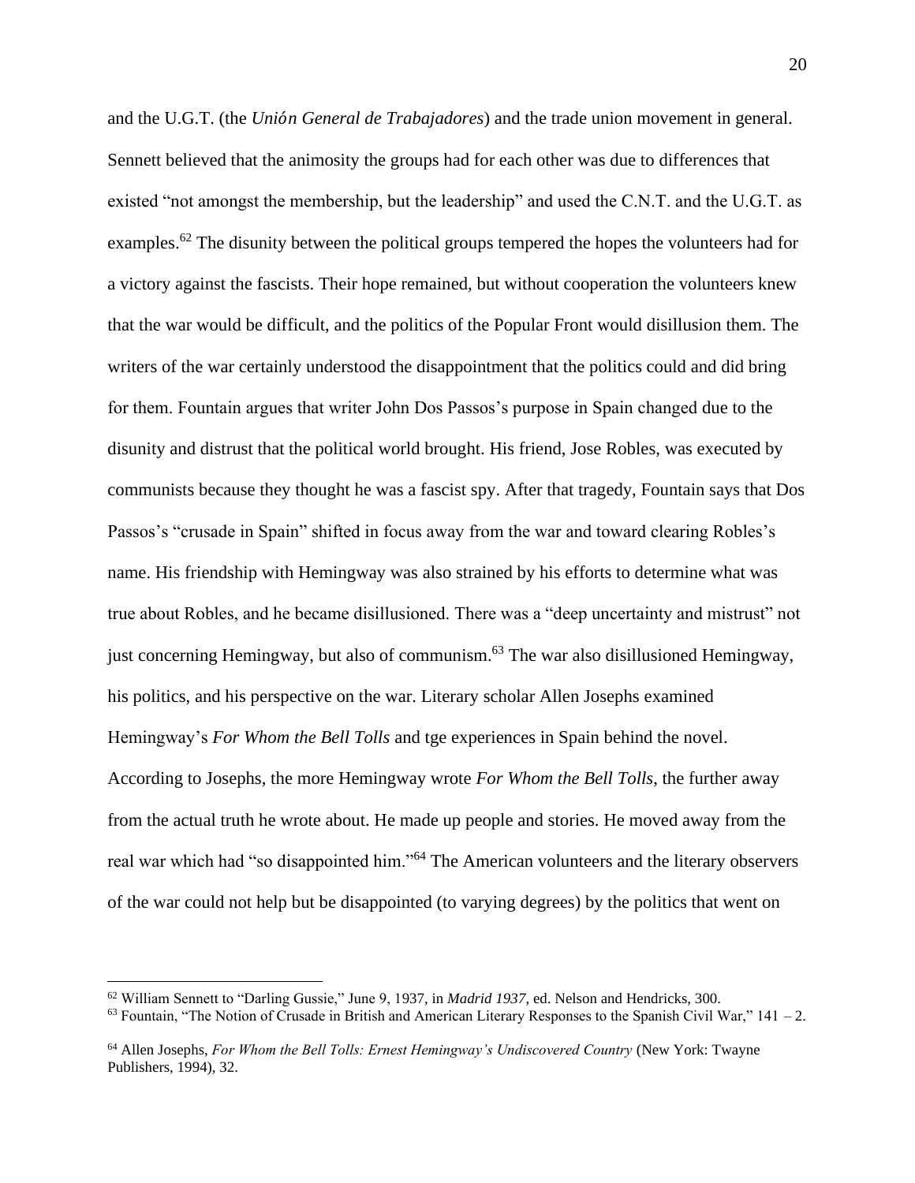and the U.G.T. (the *Unión General de Trabajadores*) and the trade union movement in general. Sennett believed that the animosity the groups had for each other was due to differences that existed "not amongst the membership, but the leadership" and used the C.N.T. and the U.G.T. as examples.[62] The disunity between the political groups tempered the hopes the volunteers had for a victory against the fascists. Their hope remained, but without cooperation the volunteers knew that the war would be difficult, and the politics of the Popular Front would disillusion them. The writers of the war certainly understood the disappointment that the politics could and did bring for them. Fountain argues that writer John Dos Passos's purpose in Spain changed due to the disunity and distrust that the political world brought. His friend, Jose Robles, was executed by communists because they thought he was a fascist spy. After that tragedy, Fountain says that Dos Passos's "crusade in Spain" shifted in focus away from the war and toward clearing Robles's name. His friendship with Hemingway was also strained by his efforts to determine what was true about Robles, and he became disillusioned. There was a "deep uncertainty and mistrust" not just concerning Hemingway, but also of communism.[63] The war also disillusioned Hemingway, his politics, and his perspective on the war. Literary scholar Allen Josephs examined Hemingway's *For Whom the Bell Tolls* and tge experiences in Spain behind the novel. According to Josephs, the more Hemingway wrote *For Whom the Bell Tolls*, the further away from the actual truth he wrote about. He made up people and stories. He moved away from the real war which had "so disappointed him."[64] The American volunteers and the literary observers of the war could not help but be disappointed (to varying degrees) by the politics that went on

---

[62] William Sennett to "Darling Gussie," June 9, 1937, in *Madrid 1937*, ed. Nelson and Hendricks, 300.

[63] Fountain, "The Notion of Crusade in British and American Literary Responses to the Spanish Civil War," 141 – 2.

[64] Allen Josephs, *For Whom the Bell Tolls: Ernest Hemingway's Undiscovered Country* (New York: Twayne Publishers, 1994), 32.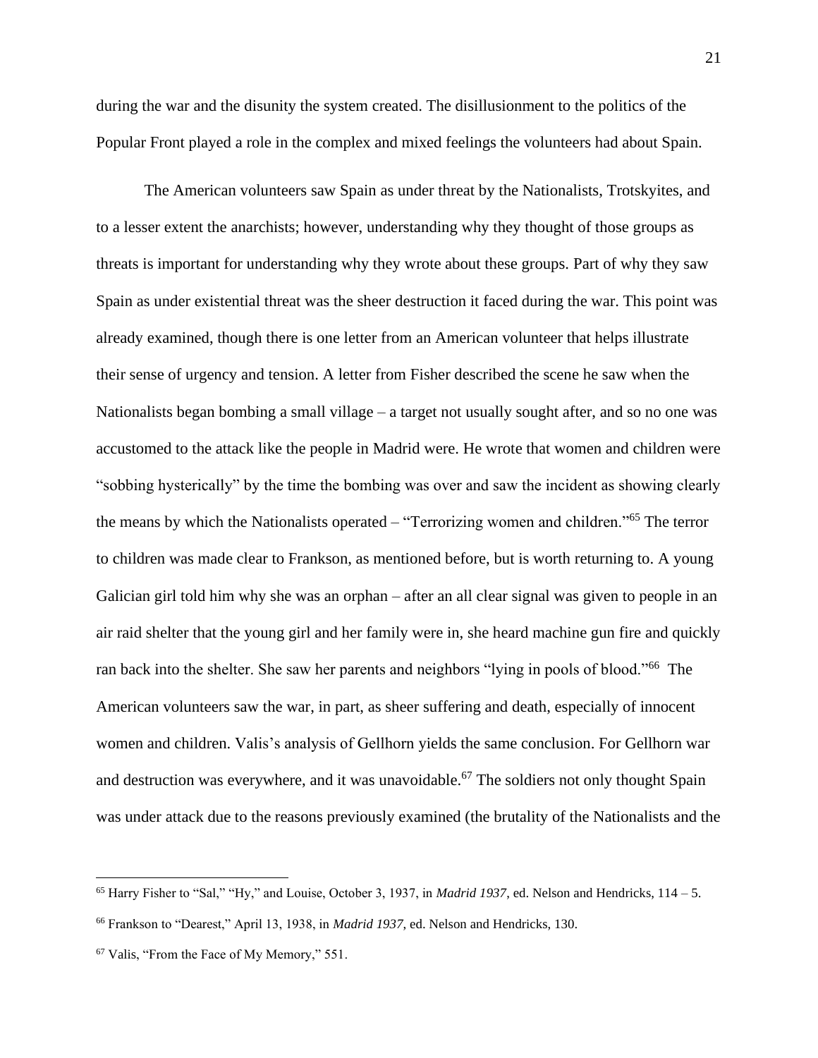during the war and the disunity the system created. The disillusionment to the politics of the Popular Front played a role in the complex and mixed feelings the volunteers had about Spain.

The American volunteers saw Spain as under threat by the Nationalists, Trotskyites, and to a lesser extent the anarchists; however, understanding why they thought of those groups as threats is important for understanding why they wrote about these groups. Part of why they saw Spain as under existential threat was the sheer destruction it faced during the war. This point was already examined, though there is one letter from an American volunteer that helps illustrate their sense of urgency and tension. A letter from Fisher described the scene he saw when the Nationalists began bombing a small village – a target not usually sought after, and so no one was accustomed to the attack like the people in Madrid were. He wrote that women and children were "sobbing hysterically" by the time the bombing was over and saw the incident as showing clearly the means by which the Nationalists operated – "Terrorizing women and children."[65] The terror to children was made clear to Frankson, as mentioned before, but is worth returning to. A young Galician girl told him why she was an orphan – after an all clear signal was given to people in an air raid shelter that the young girl and her family were in, she heard machine gun fire and quickly ran back into the shelter. She saw her parents and neighbors "lying in pools of blood."[66] The American volunteers saw the war, in part, as sheer suffering and death, especially of innocent women and children. Valis's analysis of Gellhorn yields the same conclusion. For Gellhorn war and destruction was everywhere, and it was unavoidable.[67] The soldiers not only thought Spain was under attack due to the reasons previously examined (the brutality of the Nationalists and the

---

[65] Harry Fisher to "Sal," "Hy," and Louise, October 3, 1937, in *Madrid 1937*, ed. Nelson and Hendricks, 114 – 5.

[66] Frankson to "Dearest," April 13, 1938, in *Madrid 1937*, ed. Nelson and Hendricks, 130.

[67] Valis, "From the Face of My Memory," 551.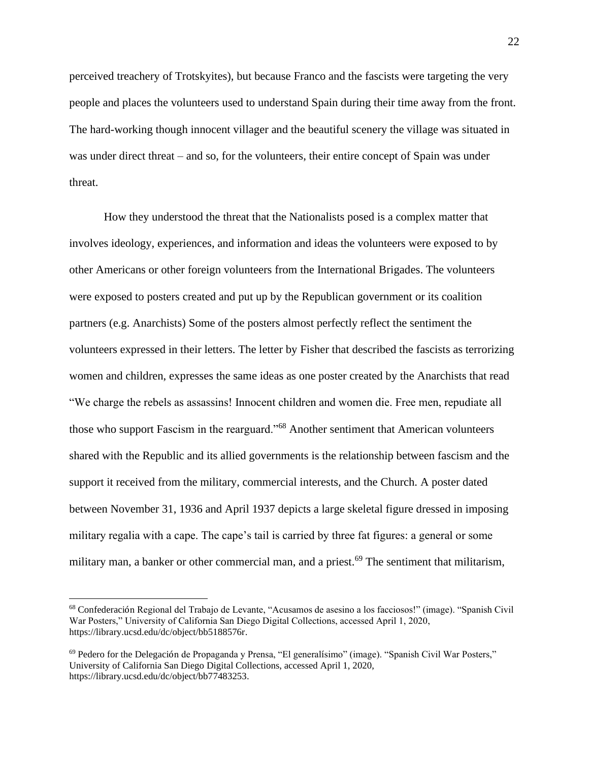perceived treachery of Trotskyites), but because Franco and the fascists were targeting the very people and places the volunteers used to understand Spain during their time away from the front. The hard-working though innocent villager and the beautiful scenery the village was situated in was under direct threat – and so, for the volunteers, their entire concept of Spain was under threat.

How they understood the threat that the Nationalists posed is a complex matter that involves ideology, experiences, and information and ideas the volunteers were exposed to by other Americans or other foreign volunteers from the International Brigades. The volunteers were exposed to posters created and put up by the Republican government or its coalition partners (e.g. Anarchists) Some of the posters almost perfectly reflect the sentiment the volunteers expressed in their letters. The letter by Fisher that described the fascists as terrorizing women and children, expresses the same ideas as one poster created by the Anarchists that read "We charge the rebels as assassins! Innocent children and women die. Free men, repudiate all those who support Fascism in the rearguard."[68] Another sentiment that American volunteers shared with the Republic and its allied governments is the relationship between fascism and the support it received from the military, commercial interests, and the Church. A poster dated between November 31, 1936 and April 1937 depicts a large skeletal figure dressed in imposing military regalia with a cape. The cape's tail is carried by three fat figures: a general or some military man, a banker or other commercial man, and a priest.[69] The sentiment that militarism,

---

[68] Confederación Regional del Trabajo de Levante, "Acusamos de asesino a los facciosos!" (image). "Spanish Civil War Posters," University of California San Diego Digital Collections, accessed April 1, 2020, https://library.ucsd.edu/dc/object/bb5188576r.

[69] Pedero for the Delegación de Propaganda y Prensa, "El generalísimo" (image). "Spanish Civil War Posters," University of California San Diego Digital Collections, accessed April 1, 2020, https://library.ucsd.edu/dc/object/bb77483253.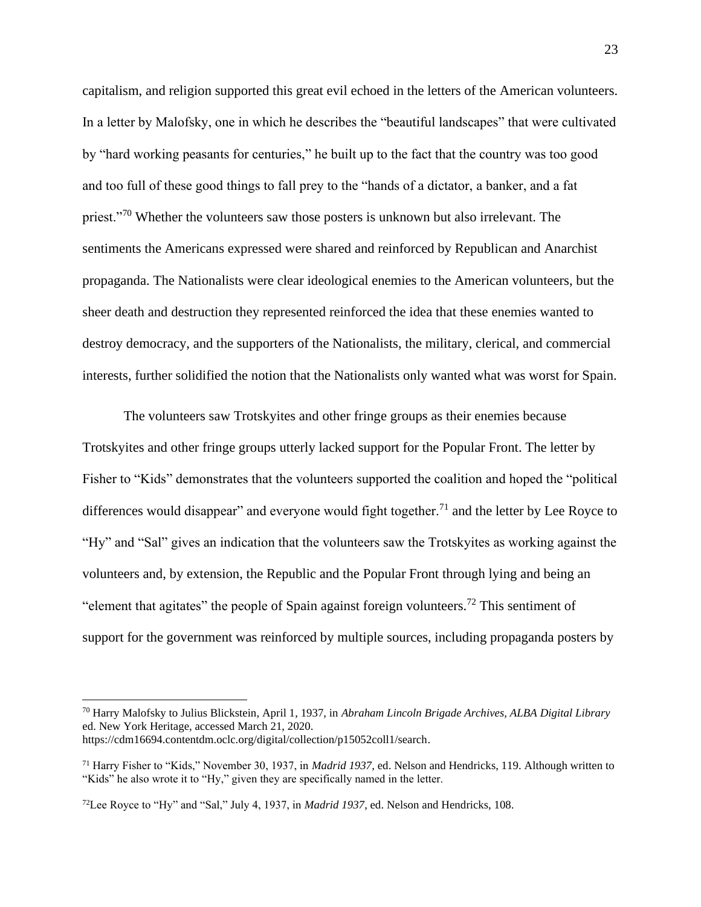capitalism, and religion supported this great evil echoed in the letters of the American volunteers. In a letter by Malofsky, one in which he describes the "beautiful landscapes" that were cultivated by "hard working peasants for centuries," he built up to the fact that the country was too good and too full of these good things to fall prey to the "hands of a dictator, a banker, and a fat priest."[70] Whether the volunteers saw those posters is unknown but also irrelevant. The sentiments the Americans expressed were shared and reinforced by Republican and Anarchist propaganda. The Nationalists were clear ideological enemies to the American volunteers, but the sheer death and destruction they represented reinforced the idea that these enemies wanted to destroy democracy, and the supporters of the Nationalists, the military, clerical, and commercial interests, further solidified the notion that the Nationalists only wanted what was worst for Spain.

The volunteers saw Trotskyites and other fringe groups as their enemies because Trotskyites and other fringe groups utterly lacked support for the Popular Front. The letter by Fisher to "Kids" demonstrates that the volunteers supported the coalition and hoped the "political differences would disappear" and everyone would fight together.[71] and the letter by Lee Royce to "Hy" and "Sal" gives an indication that the volunteers saw the Trotskyites as working against the volunteers and, by extension, the Republic and the Popular Front through lying and being an "element that agitates" the people of Spain against foreign volunteers.[72] This sentiment of support for the government was reinforced by multiple sources, including propaganda posters by

---

[70] Harry Malofsky to Julius Blickstein, April 1, 1937, in *Abraham Lincoln Brigade Archives, ALBA Digital Library* ed. New York Heritage, accessed March 21, 2020. https://cdm16694.contentdm.oclc.org/digital/collection/p15052coll1/search.

[71] Harry Fisher to "Kids," November 30, 1937, in *Madrid 1937*, ed. Nelson and Hendricks, 119. Although written to "Kids" he also wrote it to "Hy," given they are specifically named in the letter.

[72] Lee Royce to "Hy" and "Sal," July 4, 1937, in *Madrid 1937*, ed. Nelson and Hendricks, 108.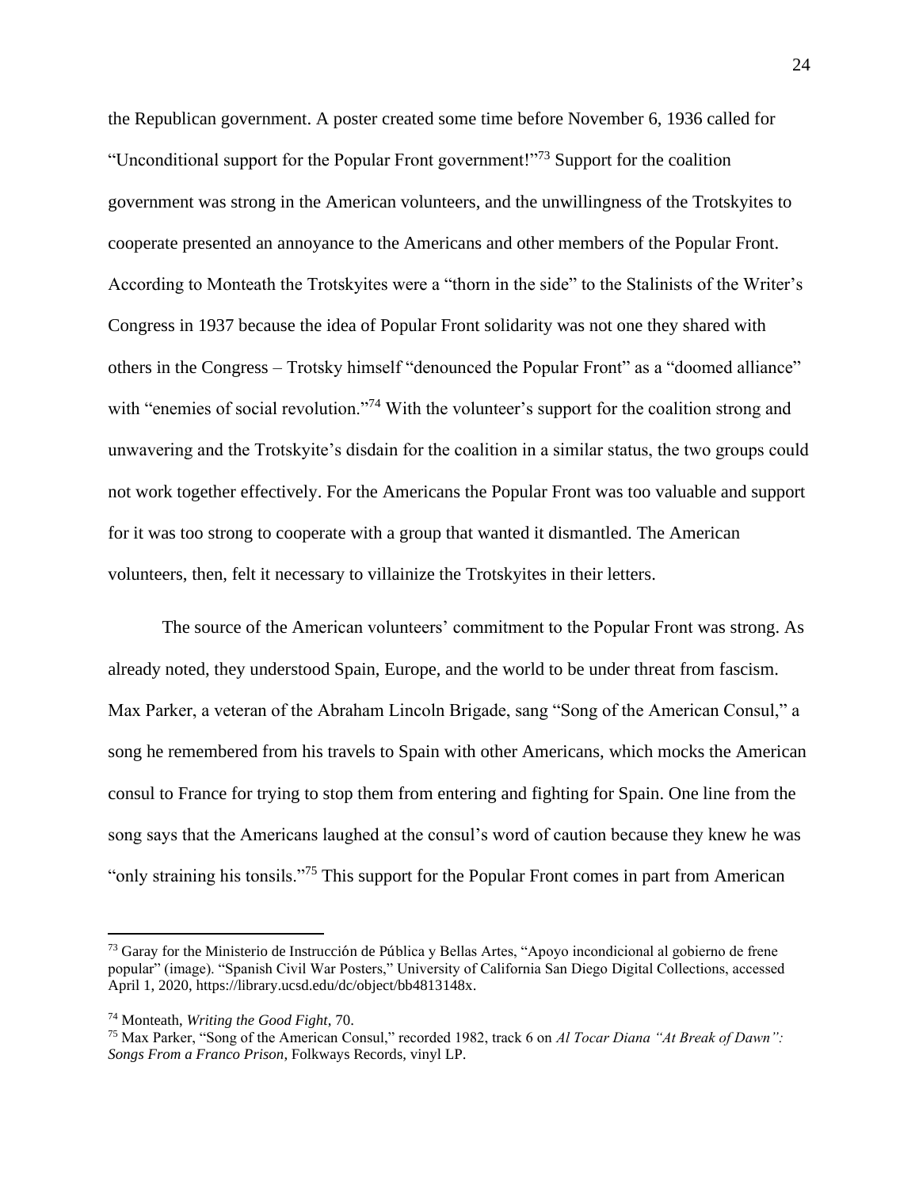the Republican government. A poster created some time before November 6, 1936 called for "Unconditional support for the Popular Front government!"[73] Support for the coalition government was strong in the American volunteers, and the unwillingness of the Trotskyites to cooperate presented an annoyance to the Americans and other members of the Popular Front. According to Monteath the Trotskyites were a "thorn in the side" to the Stalinists of the Writer's Congress in 1937 because the idea of Popular Front solidarity was not one they shared with others in the Congress – Trotsky himself "denounced the Popular Front" as a "doomed alliance" with "enemies of social revolution."[74] With the volunteer's support for the coalition strong and unwavering and the Trotskyite's disdain for the coalition in a similar status, the two groups could not work together effectively. For the Americans the Popular Front was too valuable and support for it was too strong to cooperate with a group that wanted it dismantled. The American volunteers, then, felt it necessary to villainize the Trotskyites in their letters.

The source of the American volunteers' commitment to the Popular Front was strong. As already noted, they understood Spain, Europe, and the world to be under threat from fascism. Max Parker, a veteran of the Abraham Lincoln Brigade, sang "Song of the American Consul," a song he remembered from his travels to Spain with other Americans, which mocks the American consul to France for trying to stop them from entering and fighting for Spain. One line from the song says that the Americans laughed at the consul's word of caution because they knew he was "only straining his tonsils."[75] This support for the Popular Front comes in part from American

---

[73] Garay for the Ministerio de Instrucción de Pública y Bellas Artes, "Apoyo incondicional al gobierno de frene popular" (image). "Spanish Civil War Posters," University of California San Diego Digital Collections, accessed April 1, 2020, https://library.ucsd.edu/dc/object/bb4813148x.

[74] Monteath, *Writing the Good Fight*, 70.

[75] Max Parker, "Song of the American Consul," recorded 1982, track 6 on *Al Tocar Diana "At Break of Dawn": Songs From a Franco Prison*, Folkways Records, vinyl LP.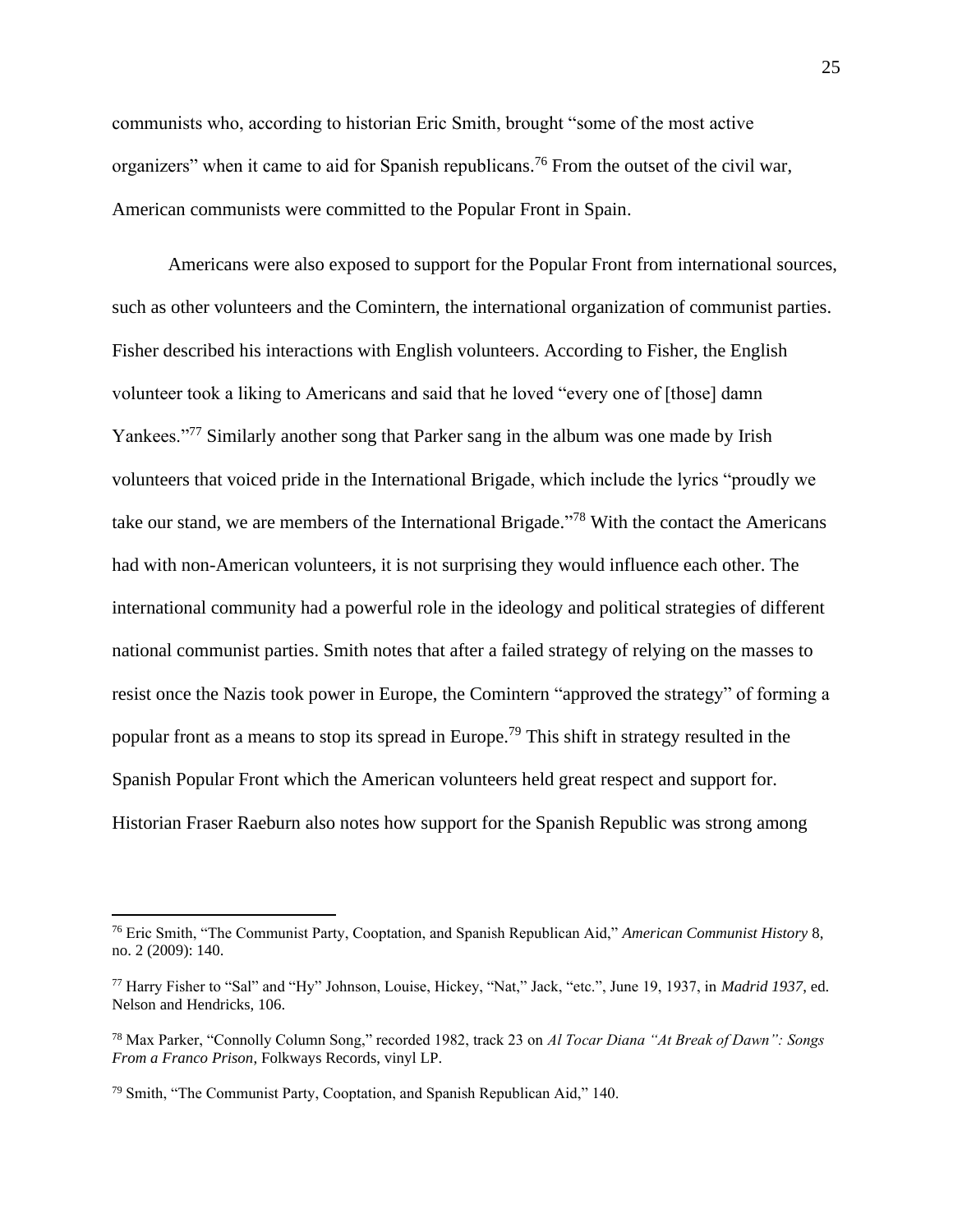communists who, according to historian Eric Smith, brought "some of the most active organizers" when it came to aid for Spanish republicans.[76] From the outset of the civil war, American communists were committed to the Popular Front in Spain.

Americans were also exposed to support for the Popular Front from international sources, such as other volunteers and the Comintern, the international organization of communist parties. Fisher described his interactions with English volunteers. According to Fisher, the English volunteer took a liking to Americans and said that he loved "every one of [those] damn Yankees."[77] Similarly another song that Parker sang in the album was one made by Irish volunteers that voiced pride in the International Brigade, which include the lyrics "proudly we take our stand, we are members of the International Brigade."[78] With the contact the Americans had with non-American volunteers, it is not surprising they would influence each other. The international community had a powerful role in the ideology and political strategies of different national communist parties. Smith notes that after a failed strategy of relying on the masses to resist once the Nazis took power in Europe, the Comintern "approved the strategy" of forming a popular front as a means to stop its spread in Europe.[79] This shift in strategy resulted in the Spanish Popular Front which the American volunteers held great respect and support for. Historian Fraser Raeburn also notes how support for the Spanish Republic was strong among

---

[76] Eric Smith, "The Communist Party, Cooptation, and Spanish Republican Aid," *American Communist History* 8, no. 2 (2009): 140.

[77] Harry Fisher to "Sal" and "Hy" Johnson, Louise, Hickey, "Nat," Jack, "etc.", June 19, 1937, in *Madrid 1937*, ed. Nelson and Hendricks, 106.

[78] Max Parker, "Connolly Column Song," recorded 1982, track 23 on *Al Tocar Diana "At Break of Dawn": Songs From a Franco Prison*, Folkways Records, vinyl LP.

[79] Smith, "The Communist Party, Cooptation, and Spanish Republican Aid," 140.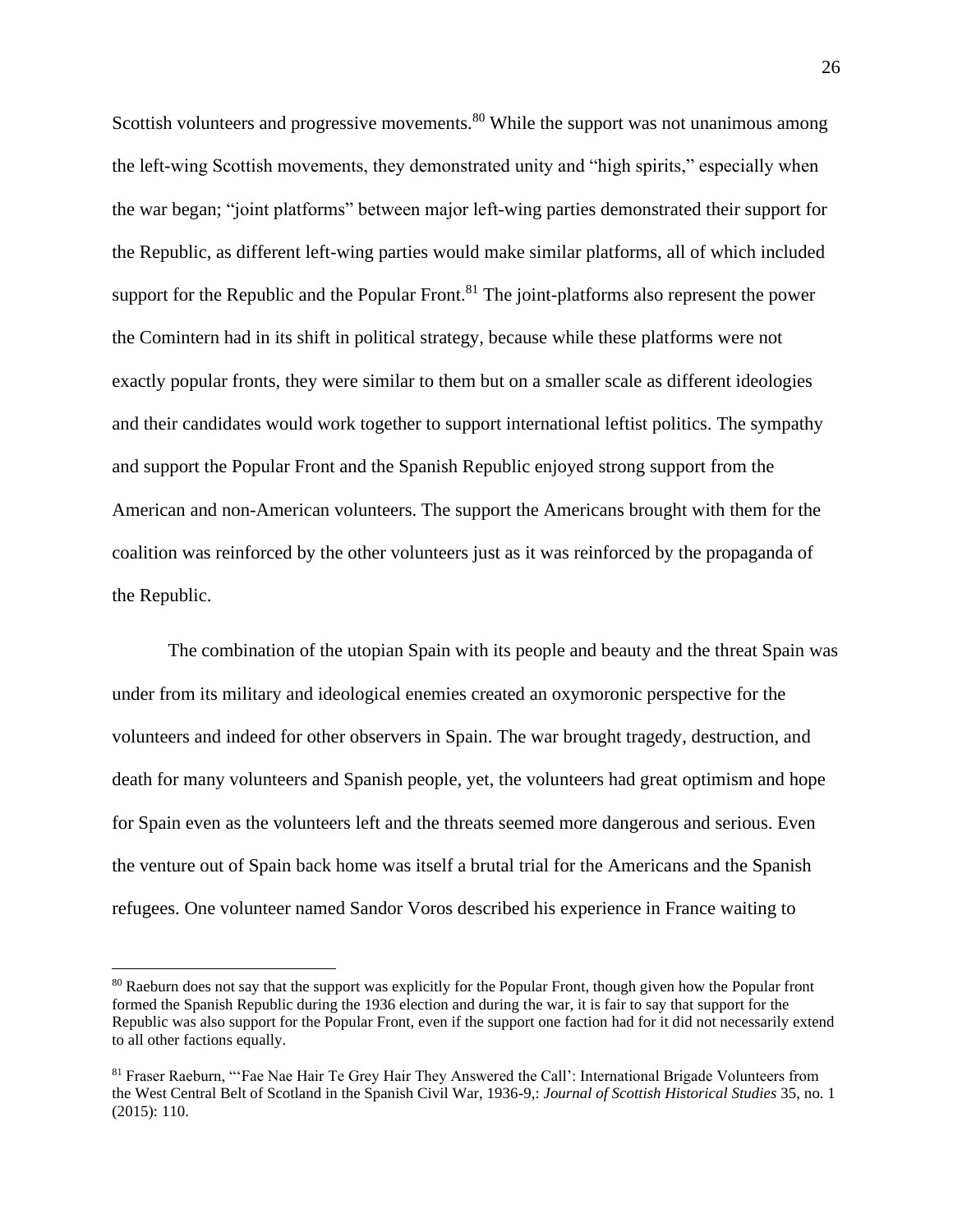Scottish volunteers and progressive movements.[80] While the support was not unanimous among the left-wing Scottish movements, they demonstrated unity and "high spirits," especially when the war began; "joint platforms" between major left-wing parties demonstrated their support for the Republic, as different left-wing parties would make similar platforms, all of which included support for the Republic and the Popular Front.[81] The joint-platforms also represent the power the Comintern had in its shift in political strategy, because while these platforms were not exactly popular fronts, they were similar to them but on a smaller scale as different ideologies and their candidates would work together to support international leftist politics. The sympathy and support the Popular Front and the Spanish Republic enjoyed strong support from the American and non-American volunteers. The support the Americans brought with them for the coalition was reinforced by the other volunteers just as it was reinforced by the propaganda of the Republic.

The combination of the utopian Spain with its people and beauty and the threat Spain was under from its military and ideological enemies created an oxymoronic perspective for the volunteers and indeed for other observers in Spain. The war brought tragedy, destruction, and death for many volunteers and Spanish people, yet, the volunteers had great optimism and hope for Spain even as the volunteers left and the threats seemed more dangerous and serious. Even the venture out of Spain back home was itself a brutal trial for the Americans and the Spanish refugees. One volunteer named Sandor Voros described his experience in France waiting to

---

[80] Raeburn does not say that the support was explicitly for the Popular Front, though given how the Popular front formed the Spanish Republic during the 1936 election and during the war, it is fair to say that support for the Republic was also support for the Popular Front, even if the support one faction had for it did not necessarily extend to all other factions equally.

[81] Fraser Raeburn, "'Fae Nae Hair Te Grey Hair They Answered the Call': International Brigade Volunteers from the West Central Belt of Scotland in the Spanish Civil War, 1936-9,: *Journal of Scottish Historical Studies* 35, no. 1 (2015): 110.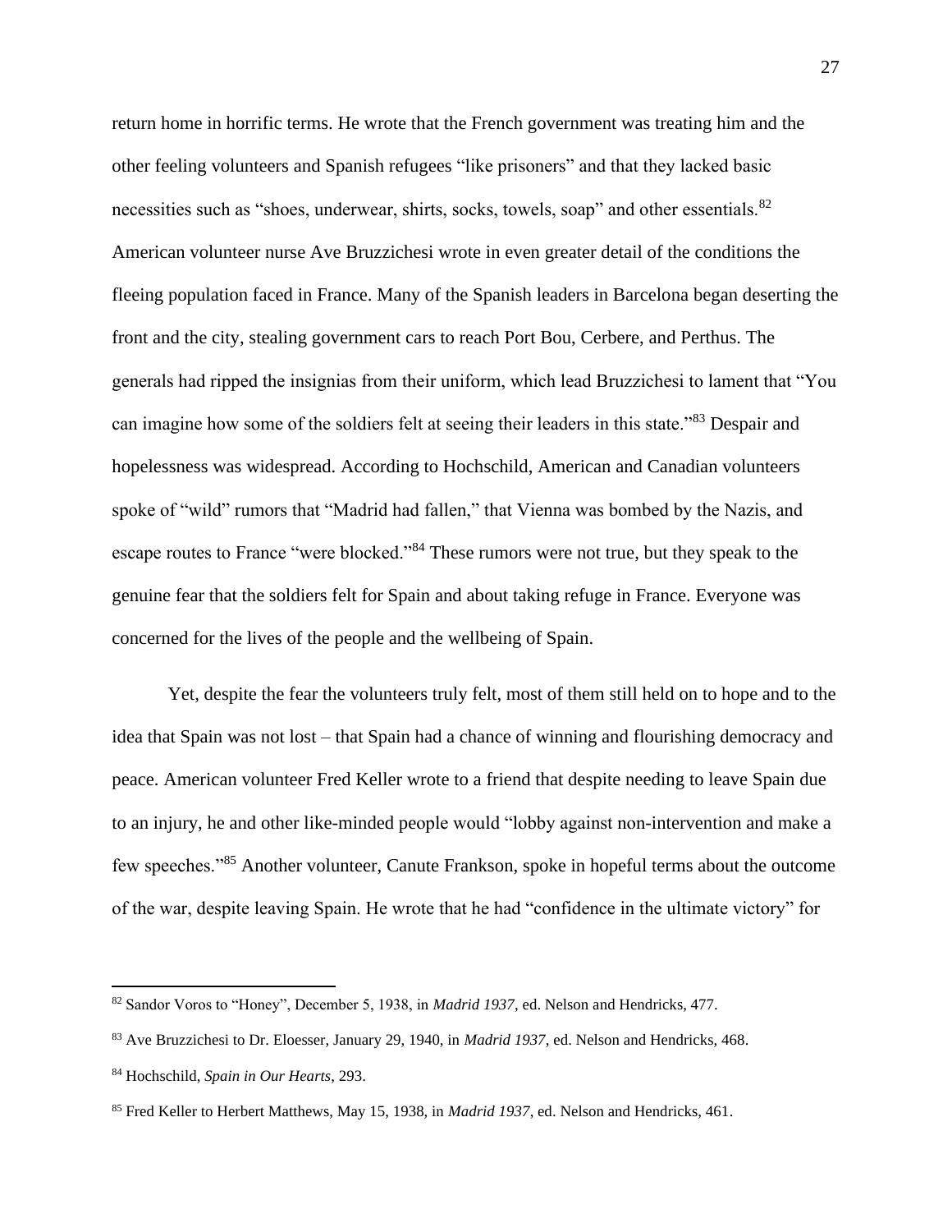return home in horrific terms. He wrote that the French government was treating him and the other feeling volunteers and Spanish refugees "like prisoners" and that they lacked basic necessities such as "shoes, underwear, shirts, socks, towels, soap" and other essentials.[82] American volunteer nurse Ave Bruzzichesi wrote in even greater detail of the conditions the fleeing population faced in France. Many of the Spanish leaders in Barcelona began deserting the front and the city, stealing government cars to reach Port Bou, Cerbere, and Perthus. The generals had ripped the insignias from their uniform, which lead Bruzzichesi to lament that "You can imagine how some of the soldiers felt at seeing their leaders in this state."[83] Despair and hopelessness was widespread. According to Hochschild, American and Canadian volunteers spoke of "wild" rumors that "Madrid had fallen," that Vienna was bombed by the Nazis, and escape routes to France "were blocked."[84] These rumors were not true, but they speak to the genuine fear that the soldiers felt for Spain and about taking refuge in France. Everyone was concerned for the lives of the people and the wellbeing of Spain.

Yet, despite the fear the volunteers truly felt, most of them still held on to hope and to the idea that Spain was not lost – that Spain had a chance of winning and flourishing democracy and peace. American volunteer Fred Keller wrote to a friend that despite needing to leave Spain due to an injury, he and other like-minded people would "lobby against non-intervention and make a few speeches."[85] Another volunteer, Canute Frankson, spoke in hopeful terms about the outcome of the war, despite leaving Spain. He wrote that he had "confidence in the ultimate victory" for

---

[82] Sandor Voros to "Honey", December 5, 1938, in *Madrid 1937*, ed. Nelson and Hendricks, 477.

[83] Ave Bruzzichesi to Dr. Eloesser, January 29, 1940, in *Madrid 1937*, ed. Nelson and Hendricks, 468.

[84] Hochschild, *Spain in Our Hearts*, 293.

[85] Fred Keller to Herbert Matthews, May 15, 1938, in *Madrid 1937*, ed. Nelson and Hendricks, 461.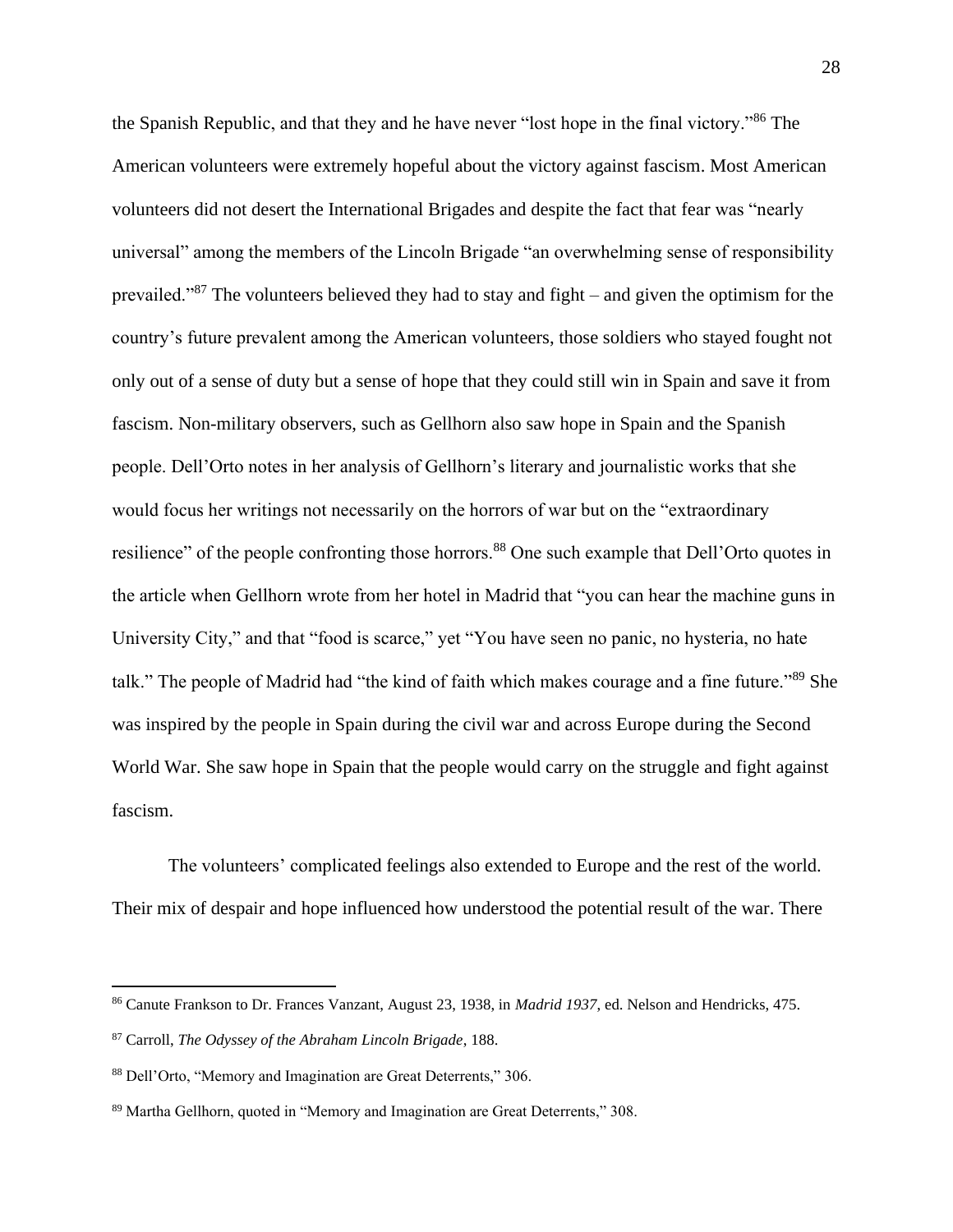the Spanish Republic, and that they and he have never "lost hope in the final victory."[86] The American volunteers were extremely hopeful about the victory against fascism. Most American volunteers did not desert the International Brigades and despite the fact that fear was "nearly universal" among the members of the Lincoln Brigade "an overwhelming sense of responsibility prevailed."[87] The volunteers believed they had to stay and fight – and given the optimism for the country's future prevalent among the American volunteers, those soldiers who stayed fought not only out of a sense of duty but a sense of hope that they could still win in Spain and save it from fascism. Non-military observers, such as Gellhorn also saw hope in Spain and the Spanish people. Dell'Orto notes in her analysis of Gellhorn's literary and journalistic works that she would focus her writings not necessarily on the horrors of war but on the "extraordinary resilience" of the people confronting those horrors.[88] One such example that Dell'Orto quotes in the article when Gellhorn wrote from her hotel in Madrid that "you can hear the machine guns in University City," and that "food is scarce," yet "You have seen no panic, no hysteria, no hate talk." The people of Madrid had "the kind of faith which makes courage and a fine future."[89] She was inspired by the people in Spain during the civil war and across Europe during the Second World War. She saw hope in Spain that the people would carry on the struggle and fight against fascism.

The volunteers' complicated feelings also extended to Europe and the rest of the world. Their mix of despair and hope influenced how understood the potential result of the war. There

---

[86] Canute Frankson to Dr. Frances Vanzant, August 23, 1938, in *Madrid 1937*, ed. Nelson and Hendricks, 475.

[87] Carroll, *The Odyssey of the Abraham Lincoln Brigade*, 188.

[88] Dell'Orto, "Memory and Imagination are Great Deterrents," 306.

[89] Martha Gellhorn, quoted in "Memory and Imagination are Great Deterrents," 308.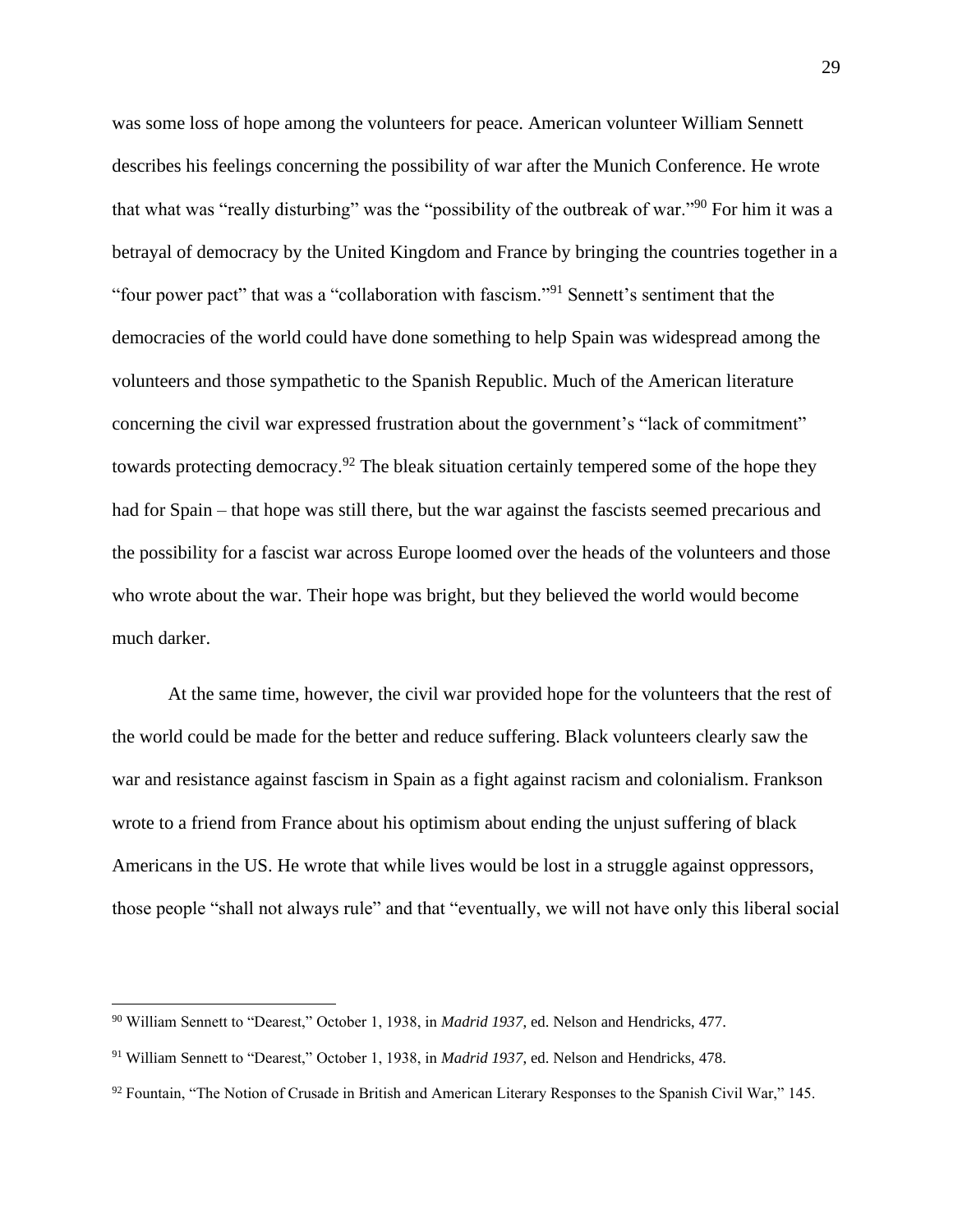was some loss of hope among the volunteers for peace. American volunteer William Sennett describes his feelings concerning the possibility of war after the Munich Conference. He wrote that what was "really disturbing" was the "possibility of the outbreak of war."[90] For him it was a betrayal of democracy by the United Kingdom and France by bringing the countries together in a "four power pact" that was a "collaboration with fascism."[91] Sennett's sentiment that the democracies of the world could have done something to help Spain was widespread among the volunteers and those sympathetic to the Spanish Republic. Much of the American literature concerning the civil war expressed frustration about the government's "lack of commitment" towards protecting democracy.[92] The bleak situation certainly tempered some of the hope they had for Spain – that hope was still there, but the war against the fascists seemed precarious and the possibility for a fascist war across Europe loomed over the heads of the volunteers and those who wrote about the war. Their hope was bright, but they believed the world would become much darker.

At the same time, however, the civil war provided hope for the volunteers that the rest of the world could be made for the better and reduce suffering. Black volunteers clearly saw the war and resistance against fascism in Spain as a fight against racism and colonialism. Frankson wrote to a friend from France about his optimism about ending the unjust suffering of black Americans in the US. He wrote that while lives would be lost in a struggle against oppressors, those people "shall not always rule" and that "eventually, we will not have only this liberal social

---

[90] William Sennett to "Dearest," October 1, 1938, in *Madrid 1937*, ed. Nelson and Hendricks, 477.

[91] William Sennett to "Dearest," October 1, 1938, in *Madrid 1937*, ed. Nelson and Hendricks, 478.

[92] Fountain, "The Notion of Crusade in British and American Literary Responses to the Spanish Civil War," 145.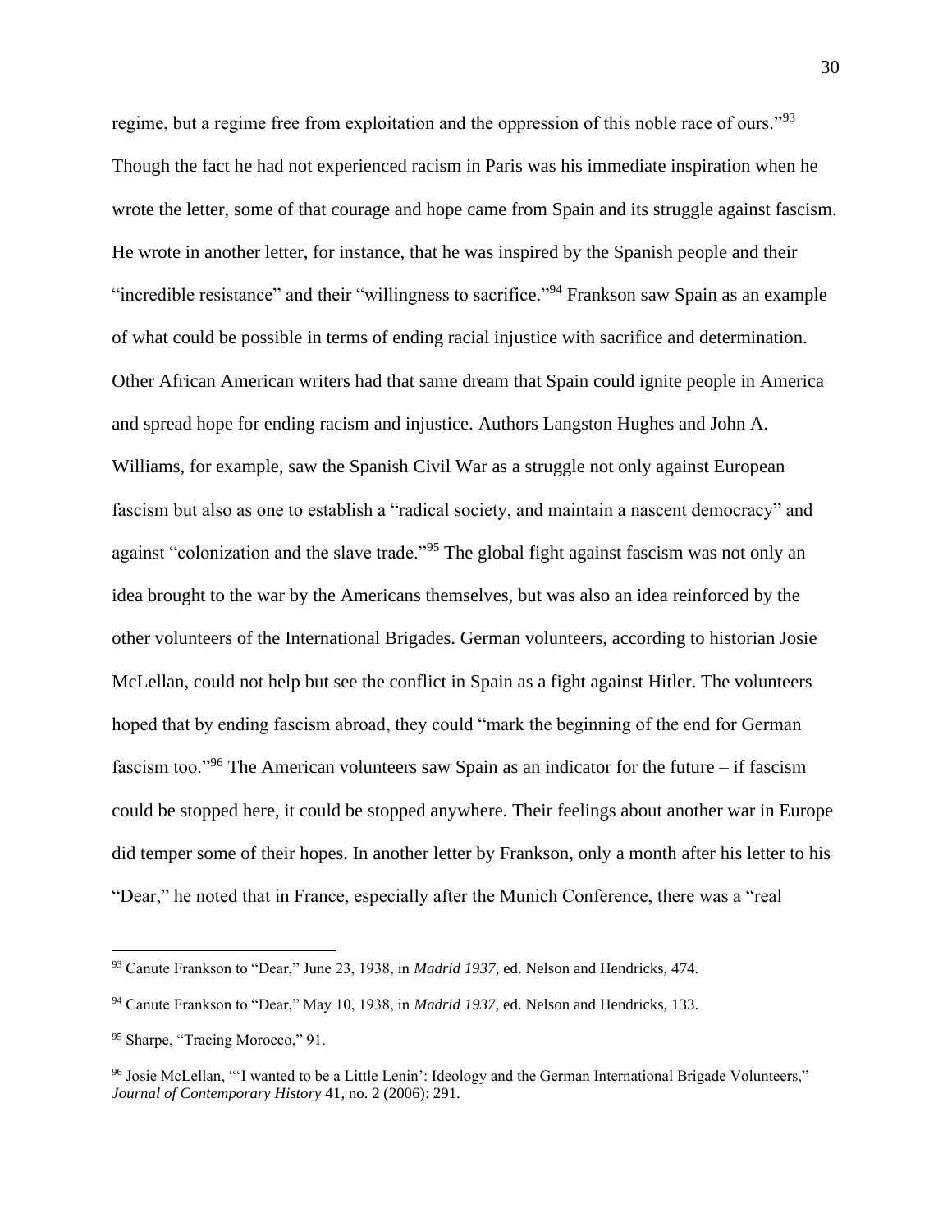regime, but a regime free from exploitation and the oppression of this noble race of ours."[93] Though the fact he had not experienced racism in Paris was his immediate inspiration when he wrote the letter, some of that courage and hope came from Spain and its struggle against fascism. He wrote in another letter, for instance, that he was inspired by the Spanish people and their "incredible resistance" and their "willingness to sacrifice."[94] Frankson saw Spain as an example of what could be possible in terms of ending racial injustice with sacrifice and determination. Other African American writers had that same dream that Spain could ignite people in America and spread hope for ending racism and injustice. Authors Langston Hughes and John A. Williams, for example, saw the Spanish Civil War as a struggle not only against European fascism but also as one to establish a "radical society, and maintain a nascent democracy" and against "colonization and the slave trade."[95] The global fight against fascism was not only an idea brought to the war by the Americans themselves, but was also an idea reinforced by the other volunteers of the International Brigades. German volunteers, according to historian Josie McLellan, could not help but see the conflict in Spain as a fight against Hitler. The volunteers hoped that by ending fascism abroad, they could "mark the beginning of the end for German fascism too."[96] The American volunteers saw Spain as an indicator for the future – if fascism could be stopped here, it could be stopped anywhere. Their feelings about another war in Europe did temper some of their hopes. In another letter by Frankson, only a month after his letter to his "Dear," he noted that in France, especially after the Munich Conference, there was a "real

---

[93] Canute Frankson to "Dear," June 23, 1938, in *Madrid 1937*, ed. Nelson and Hendricks, 474.

[94] Canute Frankson to "Dear," May 10, 1938, in *Madrid 1937*, ed. Nelson and Hendricks, 133.

[95] Sharpe, "Tracing Morocco," 91.

[96] Josie McLellan, "'I wanted to be a Little Lenin': Ideology and the German International Brigade Volunteers," *Journal of Contemporary History* 41, no. 2 (2006): 291.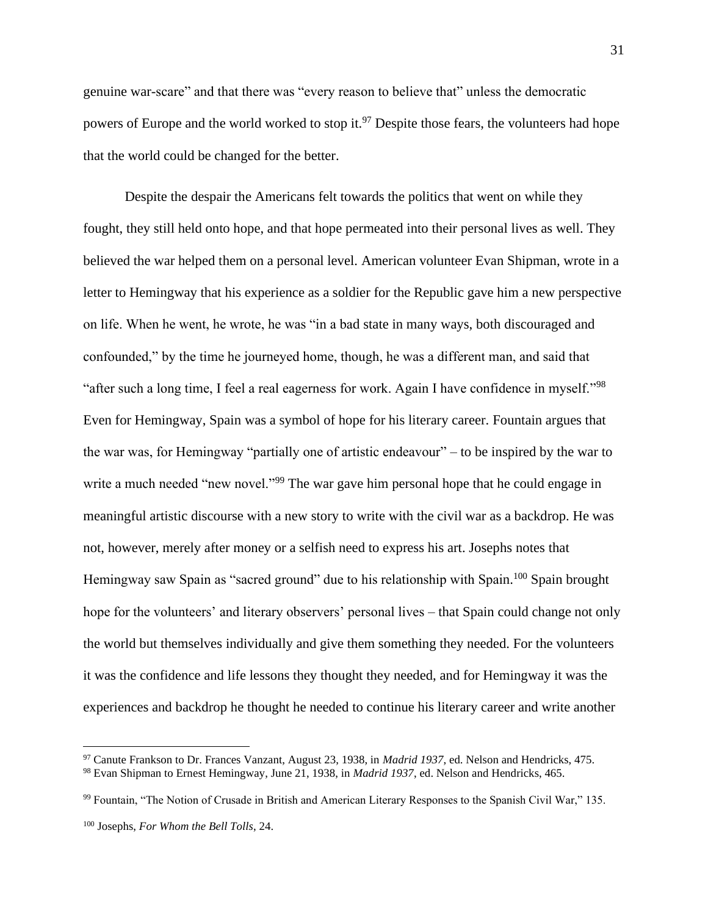genuine war-scare" and that there was "every reason to believe that" unless the democratic powers of Europe and the world worked to stop it.[97] Despite those fears, the volunteers had hope that the world could be changed for the better.

Despite the despair the Americans felt towards the politics that went on while they fought, they still held onto hope, and that hope permeated into their personal lives as well. They believed the war helped them on a personal level. American volunteer Evan Shipman, wrote in a letter to Hemingway that his experience as a soldier for the Republic gave him a new perspective on life. When he went, he wrote, he was "in a bad state in many ways, both discouraged and confounded," by the time he journeyed home, though, he was a different man, and said that "after such a long time, I feel a real eagerness for work. Again I have confidence in myself."[98] Even for Hemingway, Spain was a symbol of hope for his literary career. Fountain argues that the war was, for Hemingway "partially one of artistic endeavour" – to be inspired by the war to write a much needed "new novel."[99] The war gave him personal hope that he could engage in meaningful artistic discourse with a new story to write with the civil war as a backdrop. He was not, however, merely after money or a selfish need to express his art. Josephs notes that Hemingway saw Spain as "sacred ground" due to his relationship with Spain.[100] Spain brought hope for the volunteers' and literary observers' personal lives – that Spain could change not only the world but themselves individually and give them something they needed. For the volunteers it was the confidence and life lessons they thought they needed, and for Hemingway it was the experiences and backdrop he thought he needed to continue his literary career and write another

---

[97] Canute Frankson to Dr. Frances Vanzant, August 23, 1938, in *Madrid 1937*, ed. Nelson and Hendricks, 475.

[98] Evan Shipman to Ernest Hemingway, June 21, 1938, in *Madrid 1937*, ed. Nelson and Hendricks, 465.

[99] Fountain, "The Notion of Crusade in British and American Literary Responses to the Spanish Civil War," 135.

[100] Josephs, *For Whom the Bell Tolls*, 24.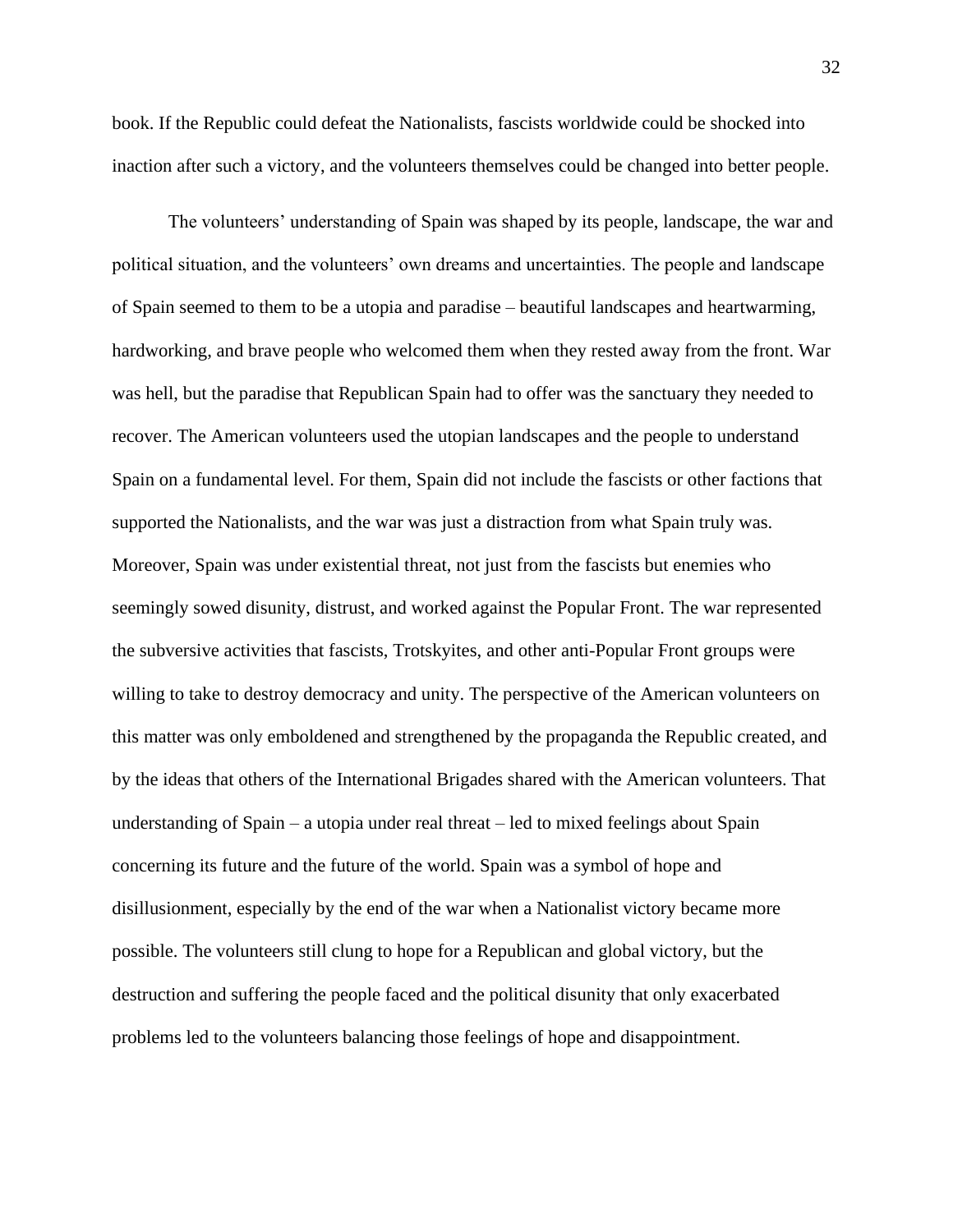book. If the Republic could defeat the Nationalists, fascists worldwide could be shocked into inaction after such a victory, and the volunteers themselves could be changed into better people.

The volunteers' understanding of Spain was shaped by its people, landscape, the war and political situation, and the volunteers' own dreams and uncertainties. The people and landscape of Spain seemed to them to be a utopia and paradise – beautiful landscapes and heartwarming, hardworking, and brave people who welcomed them when they rested away from the front. War was hell, but the paradise that Republican Spain had to offer was the sanctuary they needed to recover. The American volunteers used the utopian landscapes and the people to understand Spain on a fundamental level. For them, Spain did not include the fascists or other factions that supported the Nationalists, and the war was just a distraction from what Spain truly was. Moreover, Spain was under existential threat, not just from the fascists but enemies who seemingly sowed disunity, distrust, and worked against the Popular Front. The war represented the subversive activities that fascists, Trotskyites, and other anti-Popular Front groups were willing to take to destroy democracy and unity. The perspective of the American volunteers on this matter was only emboldened and strengthened by the propaganda the Republic created, and by the ideas that others of the International Brigades shared with the American volunteers. That understanding of Spain – a utopia under real threat – led to mixed feelings about Spain concerning its future and the future of the world. Spain was a symbol of hope and disillusionment, especially by the end of the war when a Nationalist victory became more possible. The volunteers still clung to hope for a Republican and global victory, but the destruction and suffering the people faced and the political disunity that only exacerbated problems led to the volunteers balancing those feelings of hope and disappointment.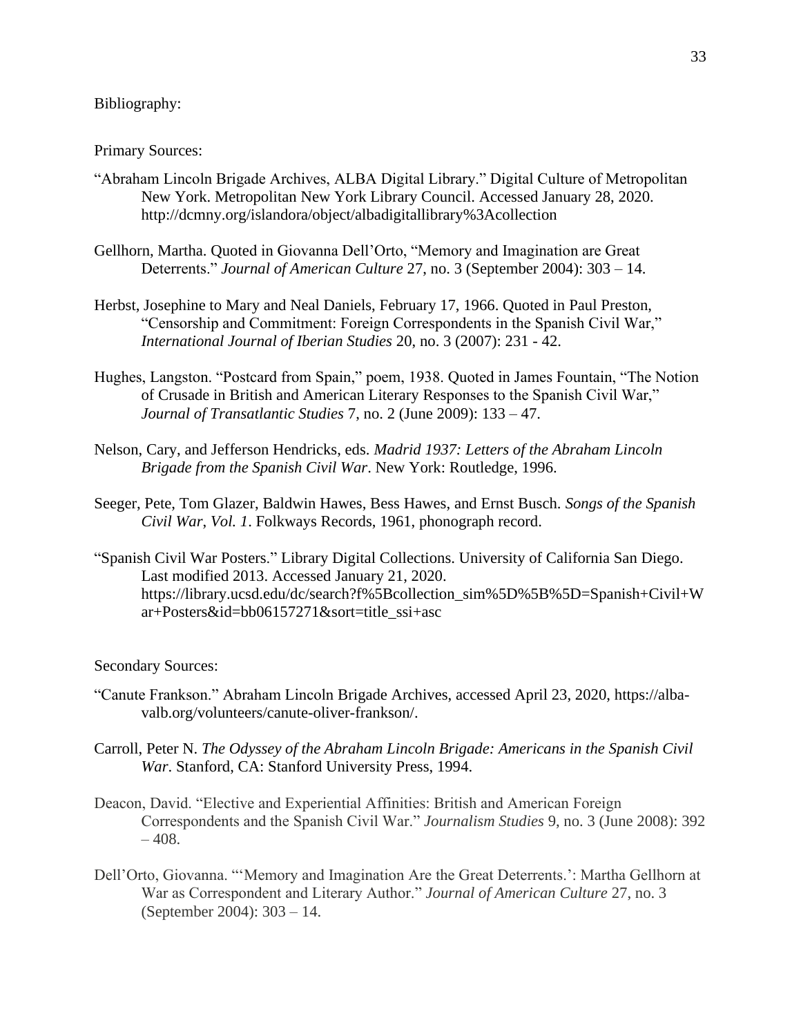Bibliography:

Primary Sources:

"Abraham Lincoln Brigade Archives, ALBA Digital Library." Digital Culture of Metropolitan New York. Metropolitan New York Library Council. Accessed January 28, 2020. http://dcmny.org/islandora/object/albadigitallibrary%3Acollection

Gellhorn, Martha. Quoted in Giovanna Dell'Orto, "Memory and Imagination are Great Deterrents." *Journal of American Culture* 27, no. 3 (September 2004): 303 – 14.

Herbst, Josephine to Mary and Neal Daniels, February 17, 1966. Quoted in Paul Preston, "Censorship and Commitment: Foreign Correspondents in the Spanish Civil War," *International Journal of Iberian Studies* 20, no. 3 (2007): 231 - 42.

Hughes, Langston. "Postcard from Spain," poem, 1938. Quoted in James Fountain, "The Notion of Crusade in British and American Literary Responses to the Spanish Civil War," *Journal of Transatlantic Studies* 7, no. 2 (June 2009): 133 – 47.

Nelson, Cary, and Jefferson Hendricks, eds. *Madrid 1937: Letters of the Abraham Lincoln Brigade from the Spanish Civil War*. New York: Routledge, 1996.

Seeger, Pete, Tom Glazer, Baldwin Hawes, Bess Hawes, and Ernst Busch. *Songs of the Spanish Civil War, Vol. 1*. Folkways Records, 1961, phonograph record.

"Spanish Civil War Posters." Library Digital Collections. University of California San Diego. Last modified 2013. Accessed January 21, 2020. https://library.ucsd.edu/dc/search?f%5Bcollection_sim%5D%5B%5D=Spanish+Civil+War+Posters&id=bb06157271&sort=title_ssi+asc

Secondary Sources:

"Canute Frankson." Abraham Lincoln Brigade Archives, accessed April 23, 2020, https://alba-valb.org/volunteers/canute-oliver-frankson/.

Carroll, Peter N. *The Odyssey of the Abraham Lincoln Brigade: Americans in the Spanish Civil War*. Stanford, CA: Stanford University Press, 1994.

Deacon, David. "Elective and Experiential Affinities: British and American Foreign Correspondents and the Spanish Civil War." *Journalism Studies* 9, no. 3 (June 2008): 392 – 408.

Dell'Orto, Giovanna. "'Memory and Imagination Are the Great Deterrents.': Martha Gellhorn at War as Correspondent and Literary Author." *Journal of American Culture* 27, no. 3 (September 2004): 303 – 14.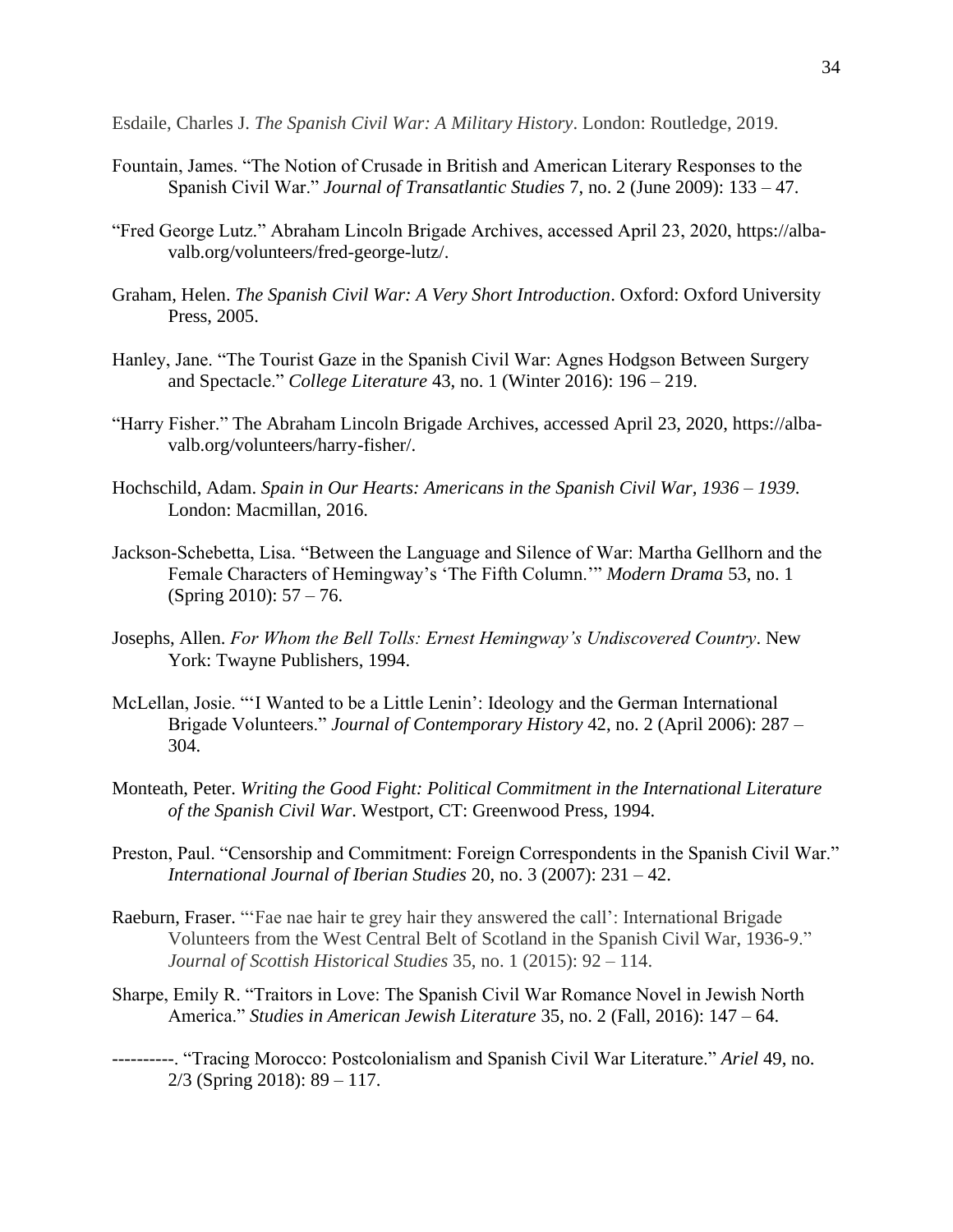Esdaile, Charles J. *The Spanish Civil War: A Military History*. London: Routledge, 2019.

Fountain, James. "The Notion of Crusade in British and American Literary Responses to the Spanish Civil War." *Journal of Transatlantic Studies* 7, no. 2 (June 2009): 133 – 47.

"Fred George Lutz." Abraham Lincoln Brigade Archives, accessed April 23, 2020, https://alba-valb.org/volunteers/fred-george-lutz/.

Graham, Helen. *The Spanish Civil War: A Very Short Introduction*. Oxford: Oxford University Press, 2005.

Hanley, Jane. "The Tourist Gaze in the Spanish Civil War: Agnes Hodgson Between Surgery and Spectacle." *College Literature* 43, no. 1 (Winter 2016): 196 – 219.

"Harry Fisher." The Abraham Lincoln Brigade Archives, accessed April 23, 2020, https://alba-valb.org/volunteers/harry-fisher/.

Hochschild, Adam. *Spain in Our Hearts: Americans in the Spanish Civil War, 1936 – 1939*. London: Macmillan, 2016.

Jackson-Schebetta, Lisa. "Between the Language and Silence of War: Martha Gellhorn and the Female Characters of Hemingway's 'The Fifth Column.'" *Modern Drama* 53, no. 1 (Spring 2010): 57 – 76.

Josephs, Allen. *For Whom the Bell Tolls: Ernest Hemingway's Undiscovered Country*. New York: Twayne Publishers, 1994.

McLellan, Josie. "'I Wanted to be a Little Lenin': Ideology and the German International Brigade Volunteers." *Journal of Contemporary History* 42, no. 2 (April 2006): 287 – 304.

Monteath, Peter. *Writing the Good Fight: Political Commitment in the International Literature of the Spanish Civil War*. Westport, CT: Greenwood Press, 1994.

Preston, Paul. "Censorship and Commitment: Foreign Correspondents in the Spanish Civil War." *International Journal of Iberian Studies* 20, no. 3 (2007): 231 – 42.

Raeburn, Fraser. "'Fae nae hair te grey hair they answered the call': International Brigade Volunteers from the West Central Belt of Scotland in the Spanish Civil War, 1936-9." *Journal of Scottish Historical Studies* 35, no. 1 (2015): 92 – 114.

Sharpe, Emily R. "Traitors in Love: The Spanish Civil War Romance Novel in Jewish North America." *Studies in American Jewish Literature* 35, no. 2 (Fall, 2016): 147 – 64.

----------. "Tracing Morocco: Postcolonialism and Spanish Civil War Literature." *Ariel* 49, no. 2/3 (Spring 2018): 89 – 117.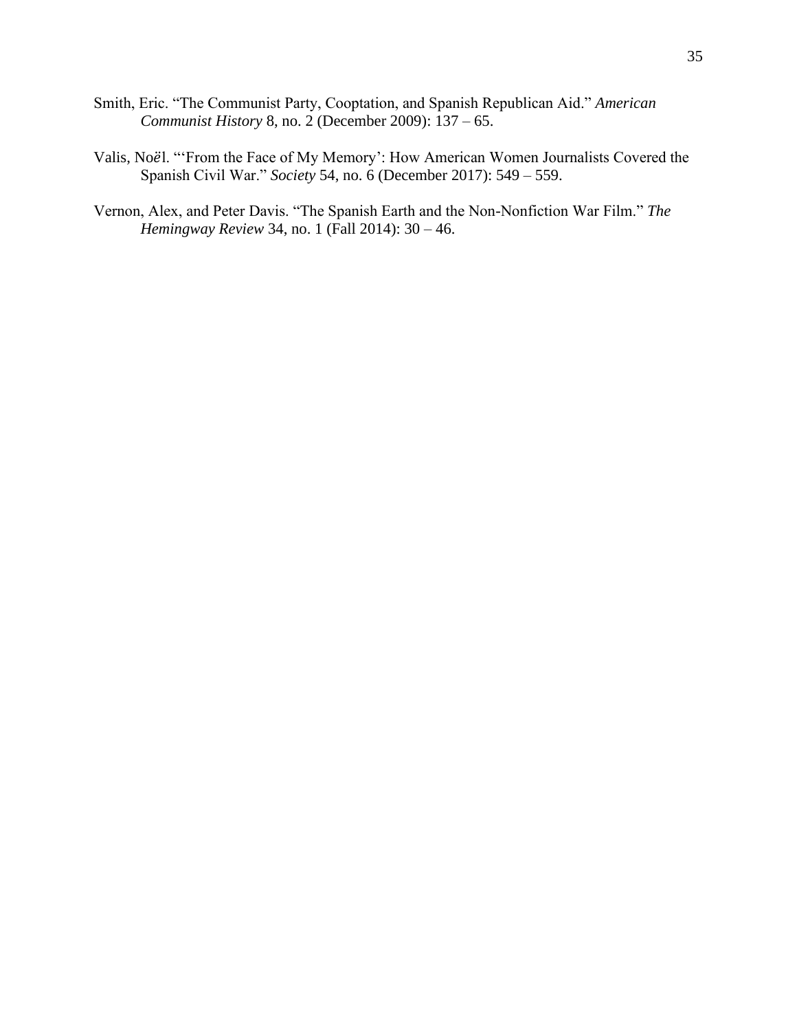Smith, Eric. "The Communist Party, Cooptation, and Spanish Republican Aid." *American Communist History* 8, no. 2 (December 2009): 137 – 65.

Valis, Noёl. "'From the Face of My Memory': How American Women Journalists Covered the Spanish Civil War." *Society* 54, no. 6 (December 2017): 549 – 559.

Vernon, Alex, and Peter Davis. "The Spanish Earth and the Non-Nonfiction War Film." *The Hemingway Review* 34, no. 1 (Fall 2014): 30 – 46.